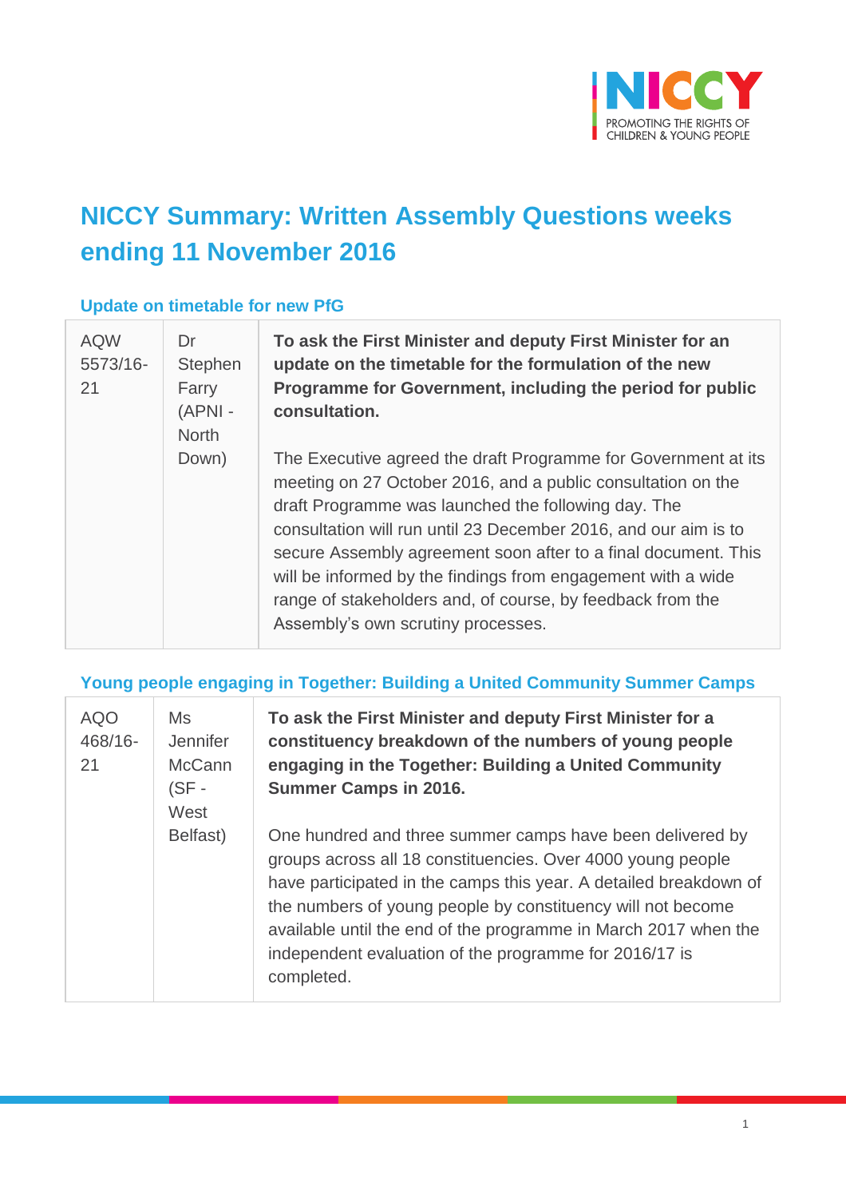# NICCY Summary: Written Assembly Questions weeks ending 11 November 2016

## Update on timetable for new PfG

| | | |
|---|---|---|
| AQW 5573/16-21 | Dr Stephen Farry (APNI - North Down) | **To ask the First Minister and deputy First Minister for an update on the timetable for the formulation of the new Programme for Government, including the period for public consultation.**<br><br>The Executive agreed the draft Programme for Government at its meeting on 27 October 2016, and a public consultation on the draft Programme was launched the following day. The consultation will run until 23 December 2016, and our aim is to secure Assembly agreement soon after to a final document. This will be informed by the findings from engagement with a wide range of stakeholders and, of course, by feedback from the Assembly's own scrutiny processes. |

## Young people engaging in Together: Building a United Community Summer Camps

| | | |
|---|---|---|
| AQO 468/16-21 | Ms Jennifer McCann (SF - West Belfast) | **To ask the First Minister and deputy First Minister for a constituency breakdown of the numbers of young people engaging in the Together: Building a United Community Summer Camps in 2016.**<br><br>One hundred and three summer camps have been delivered by groups across all 18 constituencies. Over 4000 young people have participated in the camps this year. A detailed breakdown of the numbers of young people by constituency will not become available until the end of the programme in March 2017 when the independent evaluation of the programme for 2016/17 is completed. |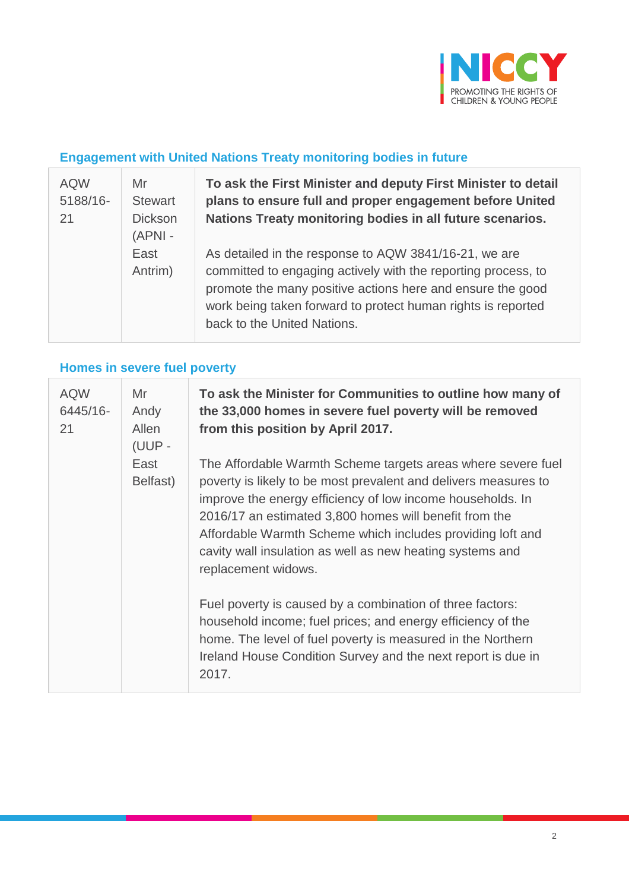## Engagement with United Nations Treaty monitoring bodies in future

| | | |
|---|---|---|
| AQW 5188/16-21 | Mr Stewart Dickson (APNI - East Antrim) | **To ask the First Minister and deputy First Minister to detail plans to ensure full and proper engagement before United Nations Treaty monitoring bodies in all future scenarios.**<br><br>As detailed in the response to AQW 3841/16-21, we are committed to engaging actively with the reporting process, to promote the many positive actions here and ensure the good work being taken forward to protect human rights is reported back to the United Nations. |

## Homes in severe fuel poverty

| | | |
|---|---|---|
| AQW 6445/16-21 | Mr Andy Allen (UUP - East Belfast) | **To ask the Minister for Communities to outline how many of the 33,000 homes in severe fuel poverty will be removed from this position by April 2017.**<br><br>The Affordable Warmth Scheme targets areas where severe fuel poverty is likely to be most prevalent and delivers measures to improve the energy efficiency of low income households. In 2016/17 an estimated 3,800 homes will benefit from the Affordable Warmth Scheme which includes providing loft and cavity wall insulation as well as new heating systems and replacement widows.<br><br>Fuel poverty is caused by a combination of three factors: household income; fuel prices; and energy efficiency of the home. The level of fuel poverty is measured in the Northern Ireland House Condition Survey and the next report is due in 2017. |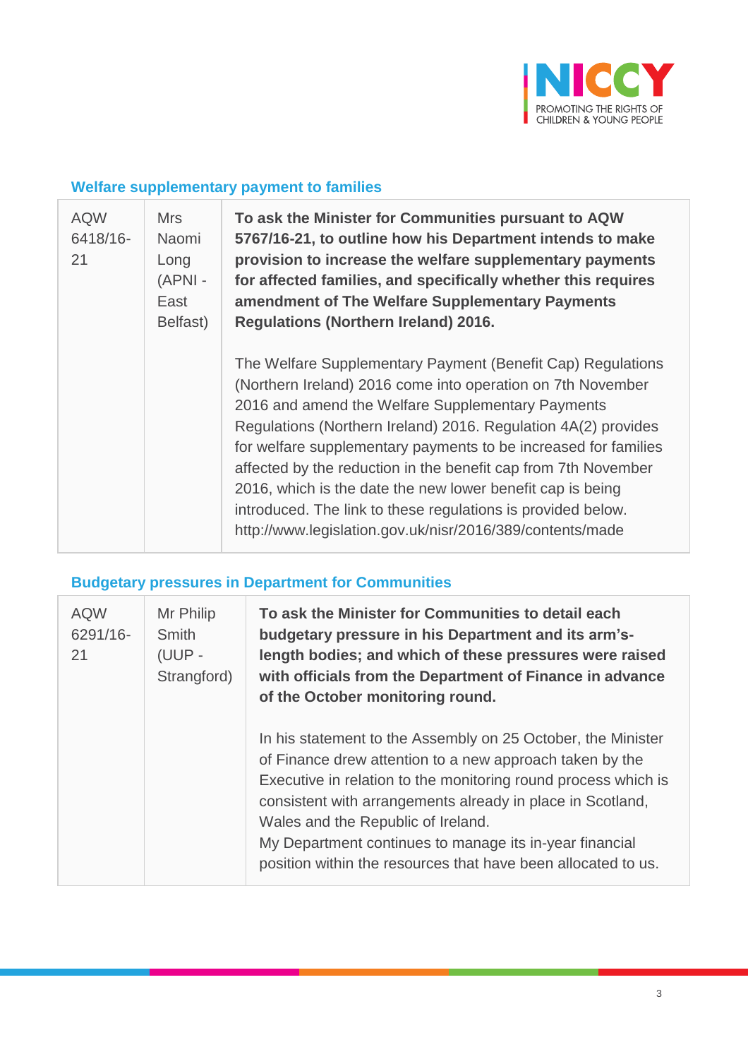### Welfare supplementary payment to families

| | | |
|---|---|---|
| AQW 6418/16-21 | Mrs Naomi Long (APNI - East Belfast) | **To ask the Minister for Communities pursuant to AQW 5767/16-21, to outline how his Department intends to make provision to increase the welfare supplementary payments for affected families, and specifically whether this requires amendment of The Welfare Supplementary Payments Regulations (Northern Ireland) 2016.**<br><br>The Welfare Supplementary Payment (Benefit Cap) Regulations (Northern Ireland) 2016 come into operation on 7th November 2016 and amend the Welfare Supplementary Payments Regulations (Northern Ireland) 2016. Regulation 4A(2) provides for welfare supplementary payments to be increased for families affected by the reduction in the benefit cap from 7th November 2016, which is the date the new lower benefit cap is being introduced. The link to these regulations is provided below. http://www.legislation.gov.uk/nisr/2016/389/contents/made |

### Budgetary pressures in Department for Communities

| | | |
|---|---|---|
| AQW 6291/16-21 | Mr Philip Smith (UUP - Strangford) | **To ask the Minister for Communities to detail each budgetary pressure in his Department and its arm's-length bodies; and which of these pressures were raised with officials from the Department of Finance in advance of the October monitoring round.**<br><br>In his statement to the Assembly on 25 October, the Minister of Finance drew attention to a new approach taken by the Executive in relation to the monitoring round process which is consistent with arrangements already in place in Scotland, Wales and the Republic of Ireland.<br>My Department continues to manage its in-year financial position within the resources that have been allocated to us. |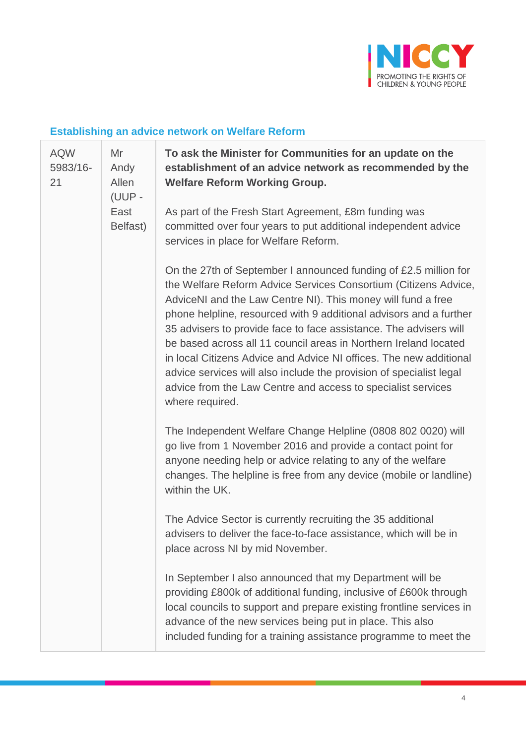### Establishing an advice network on Welfare Reform

| | | |
|---|---|---|
| AQW 5983/16-21 | Mr Andy Allen (UUP - East Belfast) | **To ask the Minister for Communities for an update on the establishment of an advice network as recommended by the Welfare Reform Working Group.**<br><br>As part of the Fresh Start Agreement, £8m funding was committed over four years to put additional independent advice services in place for Welfare Reform.<br><br>On the 27th of September I announced funding of £2.5 million for the Welfare Reform Advice Services Consortium (Citizens Advice, AdviceNI and the Law Centre NI). This money will fund a free phone helpline, resourced with 9 additional advisors and a further 35 advisers to provide face to face assistance. The advisers will be based across all 11 council areas in Northern Ireland located in local Citizens Advice and Advice NI offices. The new additional advice services will also include the provision of specialist legal advice from the Law Centre and access to specialist services where required.<br><br>The Independent Welfare Change Helpline (0808 802 0020) will go live from 1 November 2016 and provide a contact point for anyone needing help or advice relating to any of the welfare changes. The helpline is free from any device (mobile or landline) within the UK.<br><br>The Advice Sector is currently recruiting the 35 additional advisers to deliver the face-to-face assistance, which will be in place across NI by mid November.<br><br>In September I also announced that my Department will be providing £800k of additional funding, inclusive of £600k through local councils to support and prepare existing frontline services in advance of the new services being put in place. This also included funding for a training assistance programme to meet the |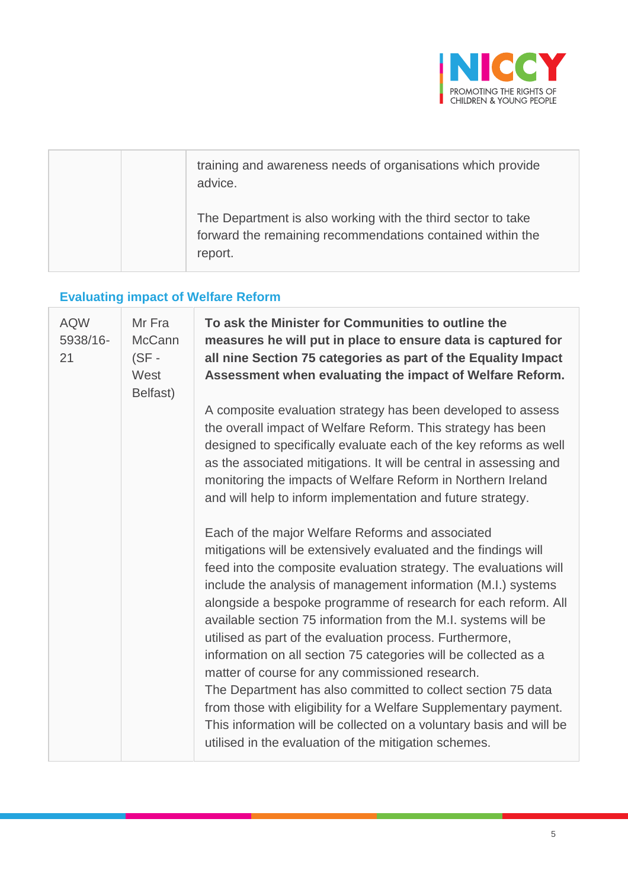| | | |
|---|---|---|
| | | training and awareness needs of organisations which provide advice.<br><br>The Department is also working with the third sector to take forward the remaining recommendations contained within the report. |

### Evaluating impact of Welfare Reform

| | | |
|---|---|---|
| AQW 5938/16-21 | Mr Fra McCann (SF - West Belfast) | **To ask the Minister for Communities to outline the measures he will put in place to ensure data is captured for all nine Section 75 categories as part of the Equality Impact Assessment when evaluating the impact of Welfare Reform.**<br><br>A composite evaluation strategy has been developed to assess the overall impact of Welfare Reform. This strategy has been designed to specifically evaluate each of the key reforms as well as the associated mitigations. It will be central in assessing and monitoring the impacts of Welfare Reform in Northern Ireland and will help to inform implementation and future strategy.<br><br>Each of the major Welfare Reforms and associated mitigations will be extensively evaluated and the findings will feed into the composite evaluation strategy. The evaluations will include the analysis of management information (M.I.) systems alongside a bespoke programme of research for each reform. All available section 75 information from the M.I. systems will be utilised as part of the evaluation process. Furthermore, information on all section 75 categories will be collected as a matter of course for any commissioned research.<br>The Department has also committed to collect section 75 data from those with eligibility for a Welfare Supplementary payment. This information will be collected on a voluntary basis and will be utilised in the evaluation of the mitigation schemes. |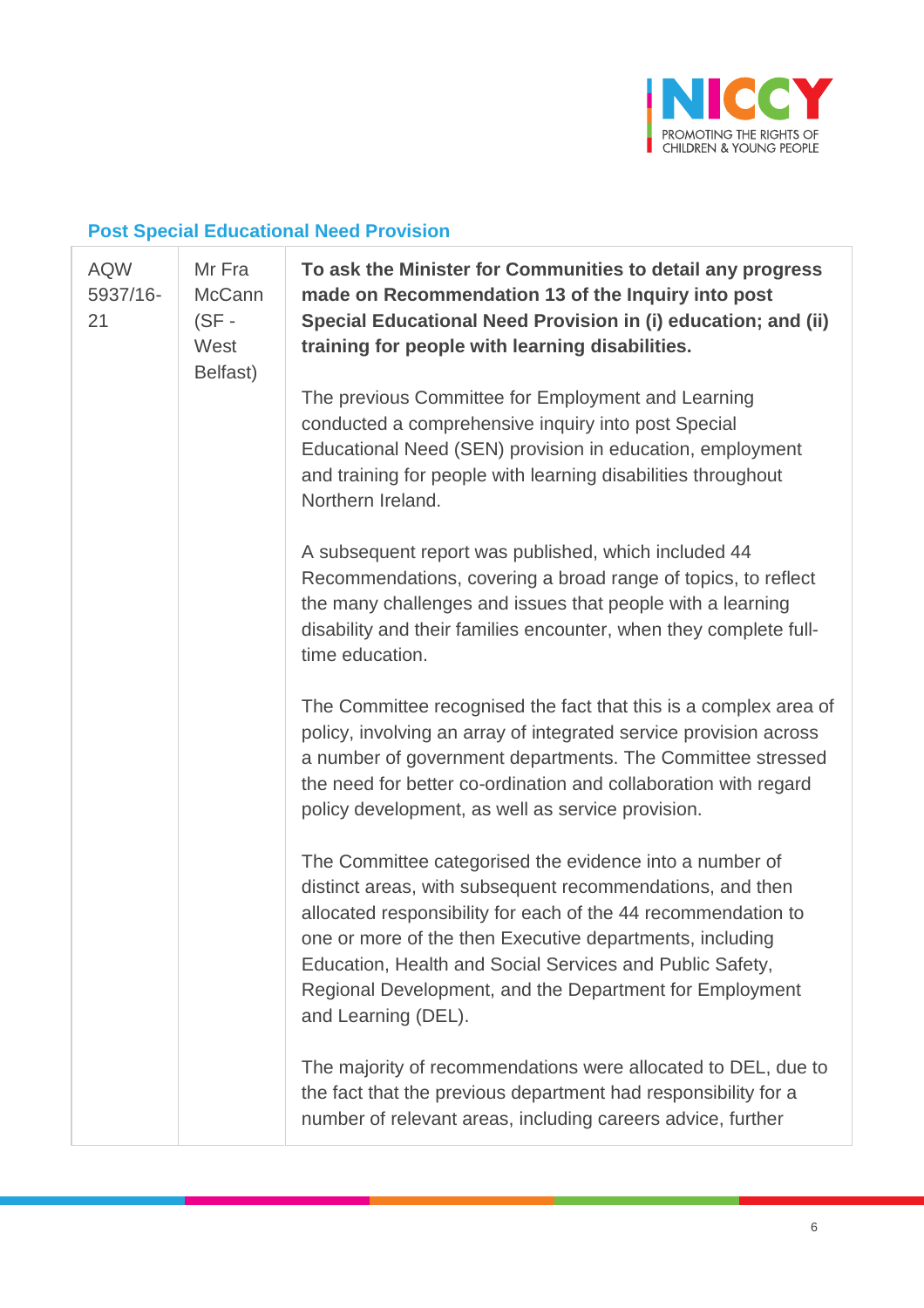## Post Special Educational Need Provision

| | | |
|---|---|---|
| AQW 5937/16-21 | Mr Fra McCann (SF - West Belfast) | **To ask the Minister for Communities to detail any progress made on Recommendation 13 of the Inquiry into post Special Educational Need Provision in (i) education; and (ii) training for people with learning disabilities.**<br><br>The previous Committee for Employment and Learning conducted a comprehensive inquiry into post Special Educational Need (SEN) provision in education, employment and training for people with learning disabilities throughout Northern Ireland.<br><br>A subsequent report was published, which included 44 Recommendations, covering a broad range of topics, to reflect the many challenges and issues that people with a learning disability and their families encounter, when they complete full-time education.<br><br>The Committee recognised the fact that this is a complex area of policy, involving an array of integrated service provision across a number of government departments. The Committee stressed the need for better co-ordination and collaboration with regard policy development, as well as service provision.<br><br>The Committee categorised the evidence into a number of distinct areas, with subsequent recommendations, and then allocated responsibility for each of the 44 recommendation to one or more of the then Executive departments, including Education, Health and Social Services and Public Safety, Regional Development, and the Department for Employment and Learning (DEL).<br><br>The majority of recommendations were allocated to DEL, due to the fact that the previous department had responsibility for a number of relevant areas, including careers advice, further |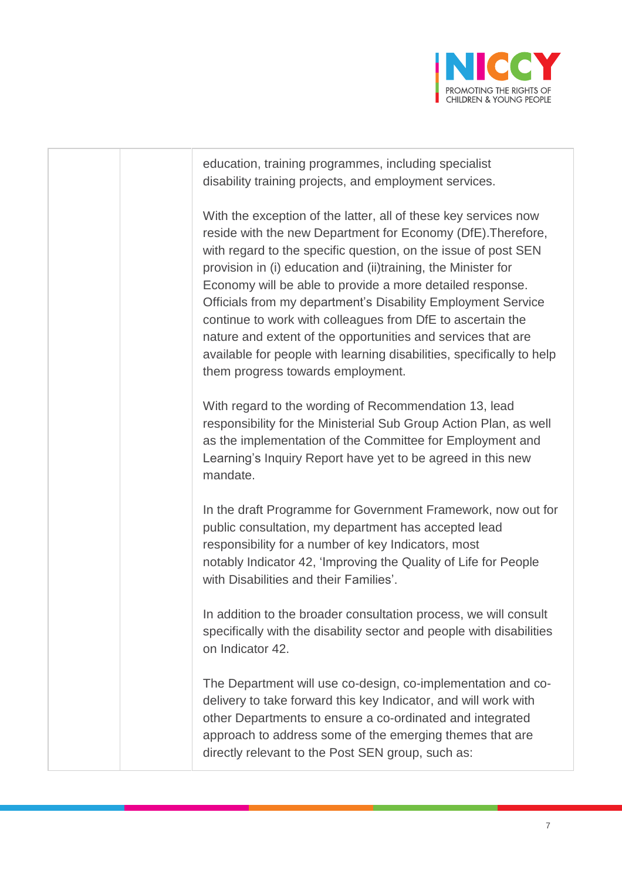| | | education, training programmes, including specialist disability training projects, and employment services.<br><br>With the exception of the latter, all of these key services now reside with the new Department for Economy (DfE).Therefore, with regard to the specific question, on the issue of post SEN provision in (i) education and (ii)training, the Minister for Economy will be able to provide a more detailed response. Officials from my department's Disability Employment Service continue to work with colleagues from DfE to ascertain the nature and extent of the opportunities and services that are available for people with learning disabilities, specifically to help them progress towards employment.<br><br>With regard to the wording of Recommendation 13, lead responsibility for the Ministerial Sub Group Action Plan, as well as the implementation of the Committee for Employment and Learning's Inquiry Report have yet to be agreed in this new mandate.<br><br>In the draft Programme for Government Framework, now out for public consultation, my department has accepted lead responsibility for a number of key Indicators, most notably Indicator 42, 'Improving the Quality of Life for People with Disabilities and their Families'.<br><br>In addition to the broader consultation process, we will consult specifically with the disability sector and people with disabilities on Indicator 42.<br><br>The Department will use co-design, co-implementation and co-delivery to take forward this key Indicator, and will work with other Departments to ensure a co-ordinated and integrated approach to address some of the emerging themes that are directly relevant to the Post SEN group, such as: |
|---|---|---|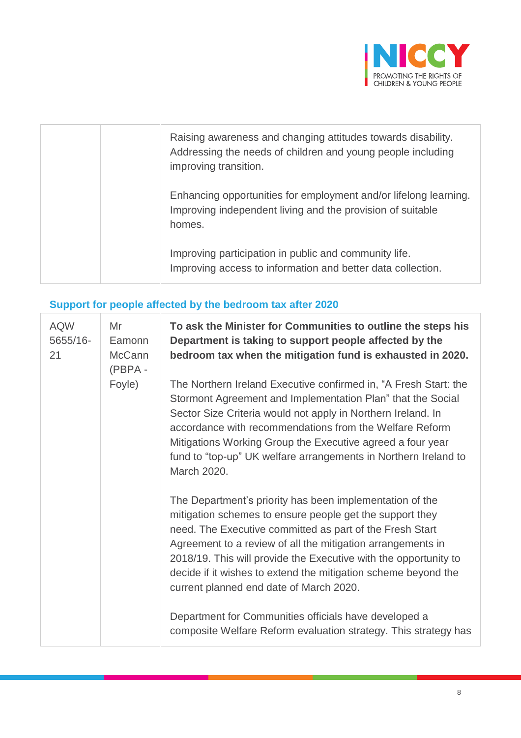| | | |
|---|---|---|
| | | Raising awareness and changing attitudes towards disability. Addressing the needs of children and young people including improving transition.<br><br>Enhancing opportunities for employment and/or lifelong learning. Improving independent living and the provision of suitable homes.<br><br>Improving participation in public and community life. Improving access to information and better data collection. |

### Support for people affected by the bedroom tax after 2020

| | | |
|---|---|---|
| AQW 5655/16-21 | Mr Eamonn McCann (PBPA - Foyle) | **To ask the Minister for Communities to outline the steps his Department is taking to support people affected by the bedroom tax when the mitigation fund is exhausted in 2020.**<br><br>The Northern Ireland Executive confirmed in, "A Fresh Start: the Stormont Agreement and Implementation Plan" that the Social Sector Size Criteria would not apply in Northern Ireland. In accordance with recommendations from the Welfare Reform Mitigations Working Group the Executive agreed a four year fund to "top-up" UK welfare arrangements in Northern Ireland to March 2020.<br><br>The Department's priority has been implementation of the mitigation schemes to ensure people get the support they need. The Executive committed as part of the Fresh Start Agreement to a review of all the mitigation arrangements in 2018/19. This will provide the Executive with the opportunity to decide if it wishes to extend the mitigation scheme beyond the current planned end date of March 2020.<br><br>Department for Communities officials have developed a composite Welfare Reform evaluation strategy. This strategy has |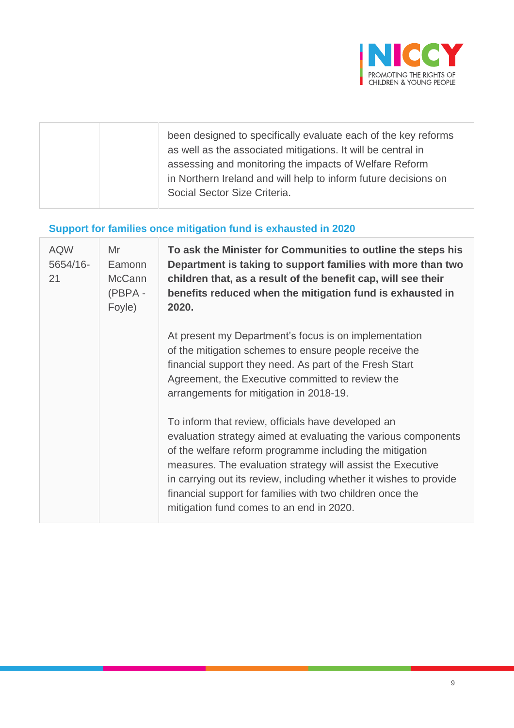| | | been designed to specifically evaluate each of the key reforms as well as the associated mitigations. It will be central in assessing and monitoring the impacts of Welfare Reform in Northern Ireland and will help to inform future decisions on Social Sector Size Criteria. |
|---|---|---|

### Support for families once mitigation fund is exhausted in 2020

| AQW 5654/16-21 | Mr Eamonn McCann (PBPA - Foyle) | **To ask the Minister for Communities to outline the steps his Department is taking to support families with more than two children that, as a result of the benefit cap, will see their benefits reduced when the mitigation fund is exhausted in 2020.**<br><br>At present my Department's focus is on implementation of the mitigation schemes to ensure people receive the financial support they need. As part of the Fresh Start Agreement, the Executive committed to review the arrangements for mitigation in 2018-19.<br><br>To inform that review, officials have developed an evaluation strategy aimed at evaluating the various components of the welfare reform programme including the mitigation measures. The evaluation strategy will assist the Executive in carrying out its review, including whether it wishes to provide financial support for families with two children once the mitigation fund comes to an end in 2020. |
|---|---|---|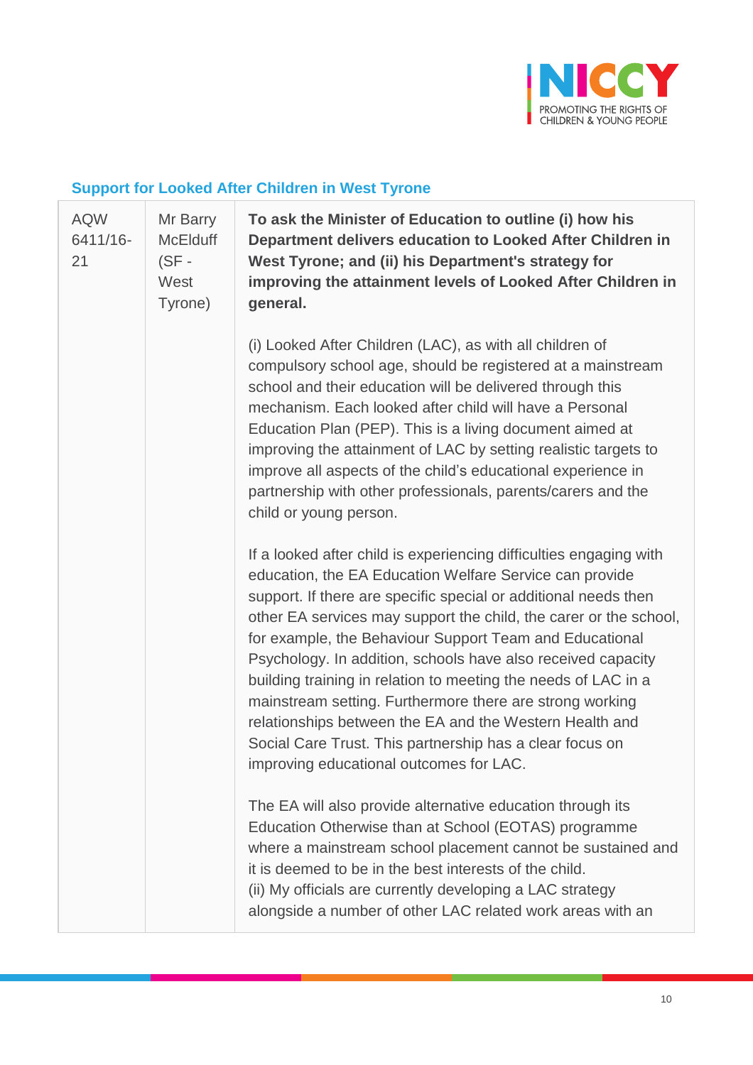### Support for Looked After Children in West Tyrone

| | | |
|---|---|---|
| AQW 6411/16-21 | Mr Barry McElduff (SF - West Tyrone) | **To ask the Minister of Education to outline (i) how his Department delivers education to Looked After Children in West Tyrone; and (ii) his Department's strategy for improving the attainment levels of Looked After Children in general.**<br><br>(i) Looked After Children (LAC), as with all children of compulsory school age, should be registered at a mainstream school and their education will be delivered through this mechanism. Each looked after child will have a Personal Education Plan (PEP). This is a living document aimed at improving the attainment of LAC by setting realistic targets to improve all aspects of the child's educational experience in partnership with other professionals, parents/carers and the child or young person.<br><br>If a looked after child is experiencing difficulties engaging with education, the EA Education Welfare Service can provide support. If there are specific special or additional needs then other EA services may support the child, the carer or the school, for example, the Behaviour Support Team and Educational Psychology. In addition, schools have also received capacity building training in relation to meeting the needs of LAC in a mainstream setting. Furthermore there are strong working relationships between the EA and the Western Health and Social Care Trust. This partnership has a clear focus on improving educational outcomes for LAC.<br><br>The EA will also provide alternative education through its Education Otherwise than at School (EOTAS) programme where a mainstream school placement cannot be sustained and it is deemed to be in the best interests of the child.<br>(ii) My officials are currently developing a LAC strategy alongside a number of other LAC related work areas with an |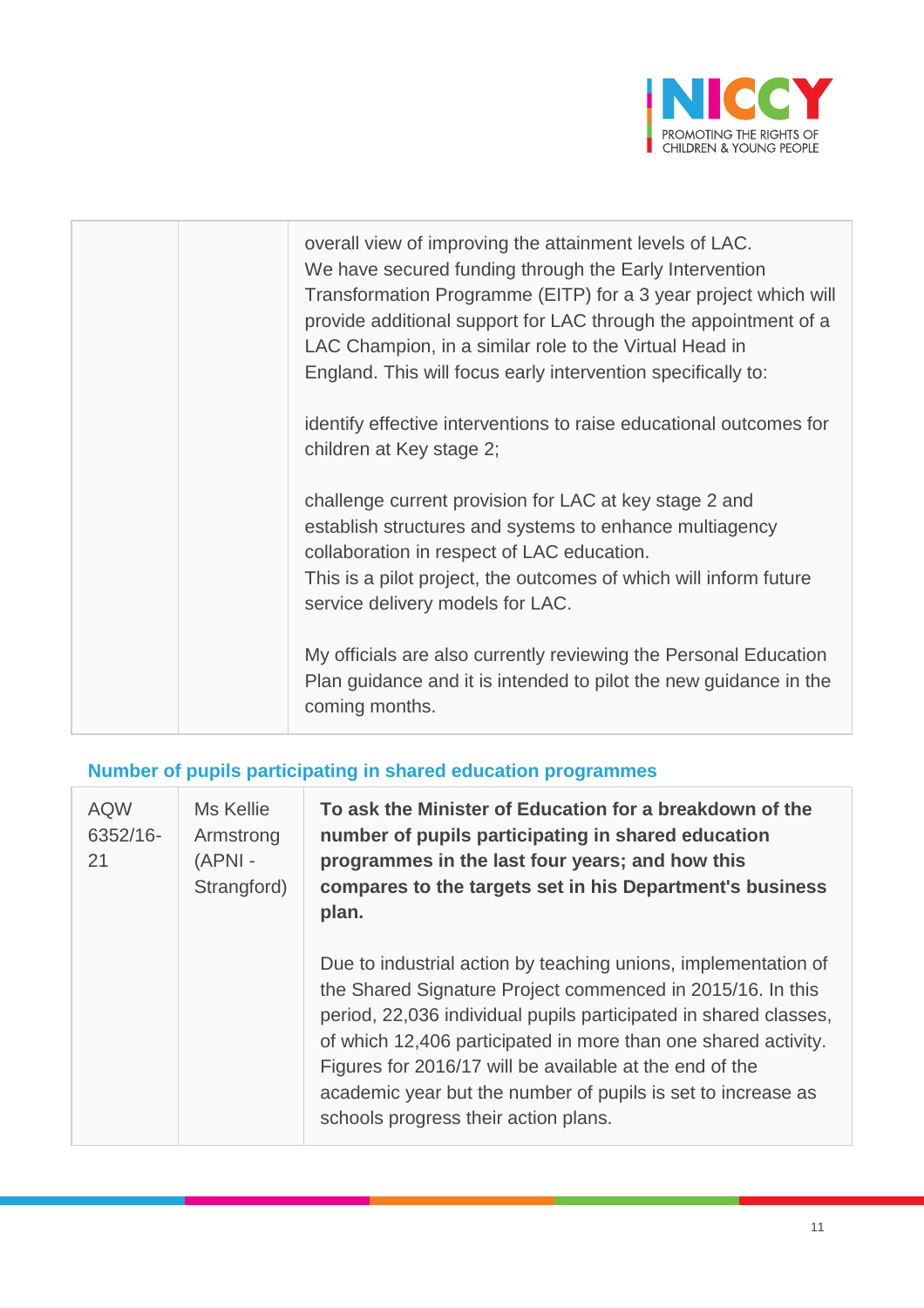| | | |
|---|---|---|
| | | overall view of improving the attainment levels of LAC.<br>We have secured funding through the Early Intervention Transformation Programme (EITP) for a 3 year project which will provide additional support for LAC through the appointment of a LAC Champion, in a similar role to the Virtual Head in England. This will focus early intervention specifically to:<br><br>identify effective interventions to raise educational outcomes for children at Key stage 2;<br><br>challenge current provision for LAC at key stage 2 and establish structures and systems to enhance multiagency collaboration in respect of LAC education.<br>This is a pilot project, the outcomes of which will inform future service delivery models for LAC.<br><br>My officials are also currently reviewing the Personal Education Plan guidance and it is intended to pilot the new guidance in the coming months. |

### Number of pupils participating in shared education programmes

| | | |
|---|---|---|
| AQW 6352/16-21 | Ms Kellie Armstrong (APNI - Strangford) | **To ask the Minister of Education for a breakdown of the number of pupils participating in shared education programmes in the last four years; and how this compares to the targets set in his Department's business plan.**<br><br>Due to industrial action by teaching unions, implementation of the Shared Signature Project commenced in 2015/16. In this period, 22,036 individual pupils participated in shared classes, of which 12,406 participated in more than one shared activity. Figures for 2016/17 will be available at the end of the academic year but the number of pupils is set to increase as schools progress their action plans. |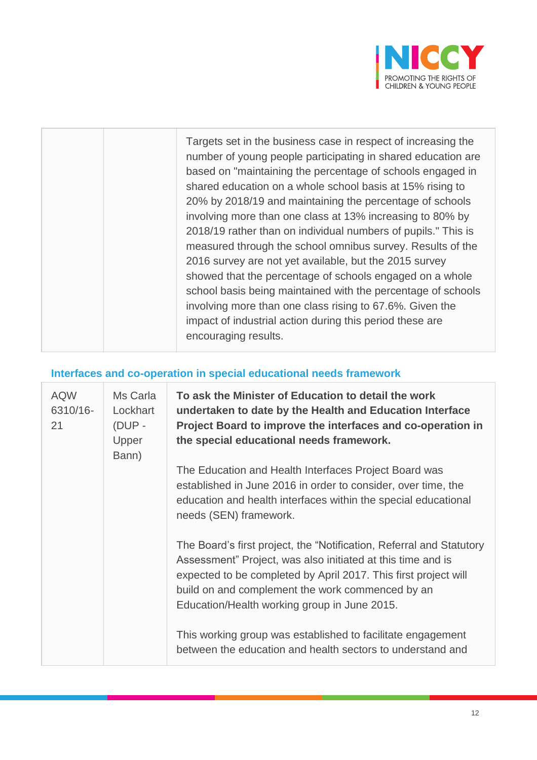| | | |
|---|---|---|
| | | Targets set in the business case in respect of increasing the number of young people participating in shared education are based on "maintaining the percentage of schools engaged in shared education on a whole school basis at 15% rising to 20% by 2018/19 and maintaining the percentage of schools involving more than one class at 13% increasing to 80% by 2018/19 rather than on individual numbers of pupils." This is measured through the school omnibus survey. Results of the 2016 survey are not yet available, but the 2015 survey showed that the percentage of schools engaged on a whole school basis being maintained with the percentage of schools involving more than one class rising to 67.6%. Given the impact of industrial action during this period these are encouraging results. |

### Interfaces and co-operation in special educational needs framework

| | | |
|---|---|---|
| AQW 6310/16-21 | Ms Carla Lockhart (DUP - Upper Bann) | **To ask the Minister of Education to detail the work undertaken to date by the Health and Education Interface Project Board to improve the interfaces and co-operation in the special educational needs framework.**<br><br>The Education and Health Interfaces Project Board was established in June 2016 in order to consider, over time, the education and health interfaces within the special educational needs (SEN) framework.<br><br>The Board's first project, the "Notification, Referral and Statutory Assessment" Project, was also initiated at this time and is expected to be completed by April 2017. This first project will build on and complement the work commenced by an Education/Health working group in June 2015.<br><br>This working group was established to facilitate engagement between the education and health sectors to understand and |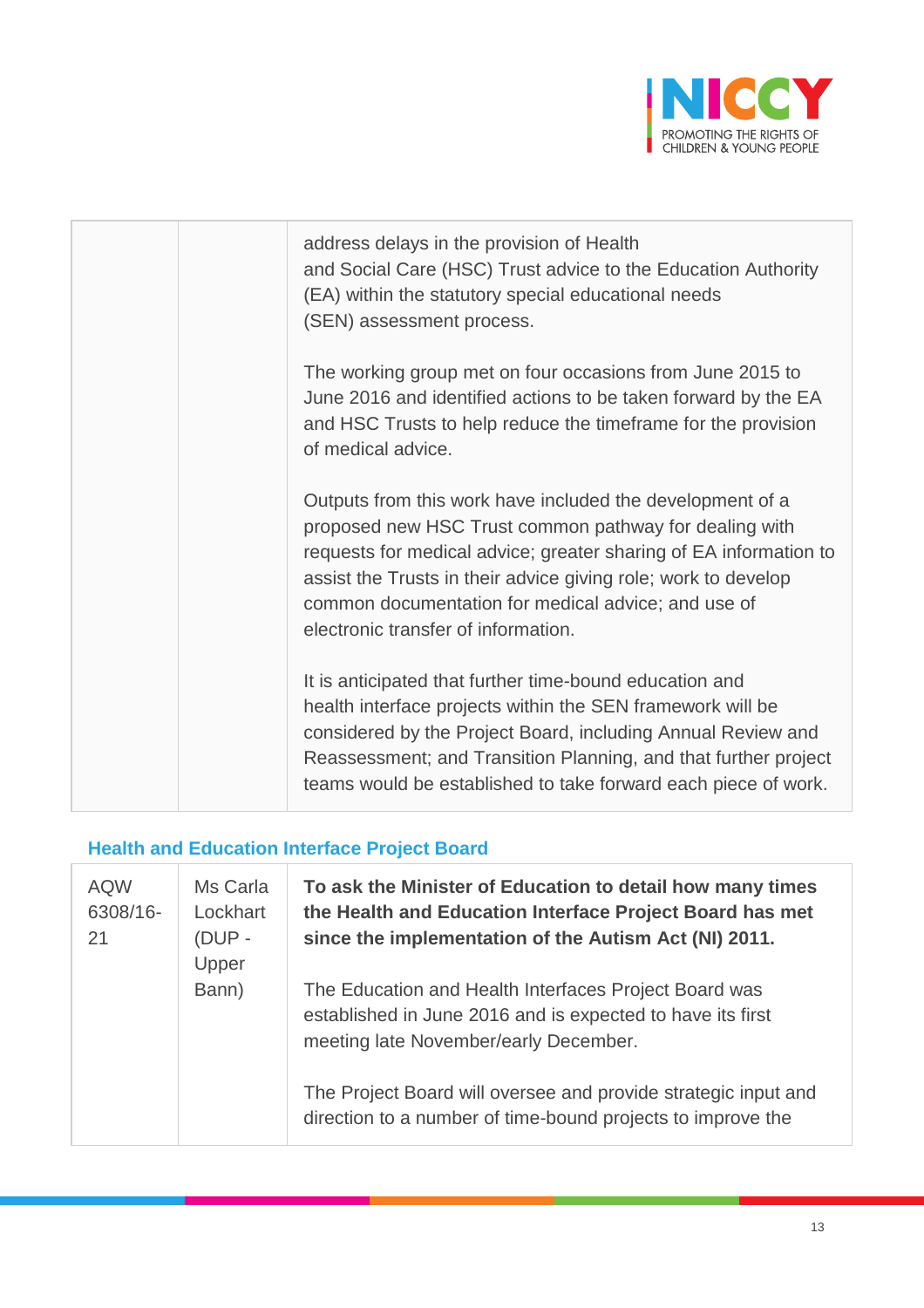| | | |
|---|---|---|
| | | address delays in the provision of Health and Social Care (HSC) Trust advice to the Education Authority (EA) within the statutory special educational needs (SEN) assessment process.<br><br>The working group met on four occasions from June 2015 to June 2016 and identified actions to be taken forward by the EA and HSC Trusts to help reduce the timeframe for the provision of medical advice.<br><br>Outputs from this work have included the development of a proposed new HSC Trust common pathway for dealing with requests for medical advice; greater sharing of EA information to assist the Trusts in their advice giving role; work to develop common documentation for medical advice; and use of electronic transfer of information.<br><br>It is anticipated that further time-bound education and health interface projects within the SEN framework will be considered by the Project Board, including Annual Review and Reassessment; and Transition Planning, and that further project teams would be established to take forward each piece of work. |

### Health and Education Interface Project Board

| | | |
|---|---|---|
| AQW 6308/16-21 | Ms Carla Lockhart (DUP - Upper Bann) | **To ask the Minister of Education to detail how many times the Health and Education Interface Project Board has met since the implementation of the Autism Act (NI) 2011.**<br><br>The Education and Health Interfaces Project Board was established in June 2016 and is expected to have its first meeting late November/early December.<br><br>The Project Board will oversee and provide strategic input and direction to a number of time-bound projects to improve the |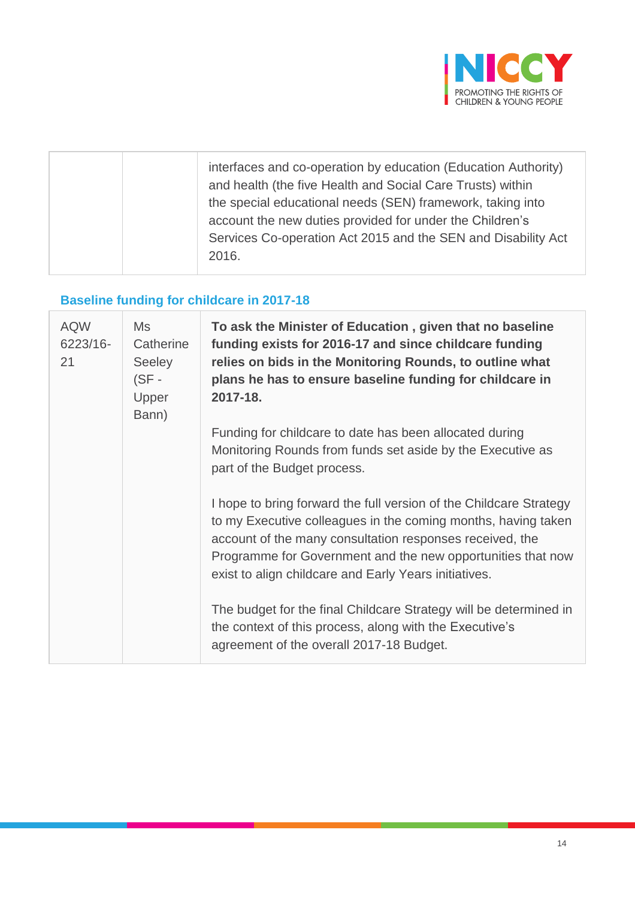| | | interfaces and co-operation by education (Education Authority) and health (the five Health and Social Care Trusts) within the special educational needs (SEN) framework, taking into account the new duties provided for under the Children's Services Co-operation Act 2015 and the SEN and Disability Act 2016. |
|---|---|---|

### Baseline funding for childcare in 2017-18

| AQW 6223/16-21 | Ms Catherine Seeley (SF - Upper Bann) | **To ask the Minister of Education , given that no baseline funding exists for 2016-17 and since childcare funding relies on bids in the Monitoring Rounds, to outline what plans he has to ensure baseline funding for childcare in 2017-18.**<br><br>Funding for childcare to date has been allocated during Monitoring Rounds from funds set aside by the Executive as part of the Budget process.<br><br>I hope to bring forward the full version of the Childcare Strategy to my Executive colleagues in the coming months, having taken account of the many consultation responses received, the Programme for Government and the new opportunities that now exist to align childcare and Early Years initiatives.<br><br>The budget for the final Childcare Strategy will be determined in the context of this process, along with the Executive's agreement of the overall 2017-18 Budget. |
|---|---|---|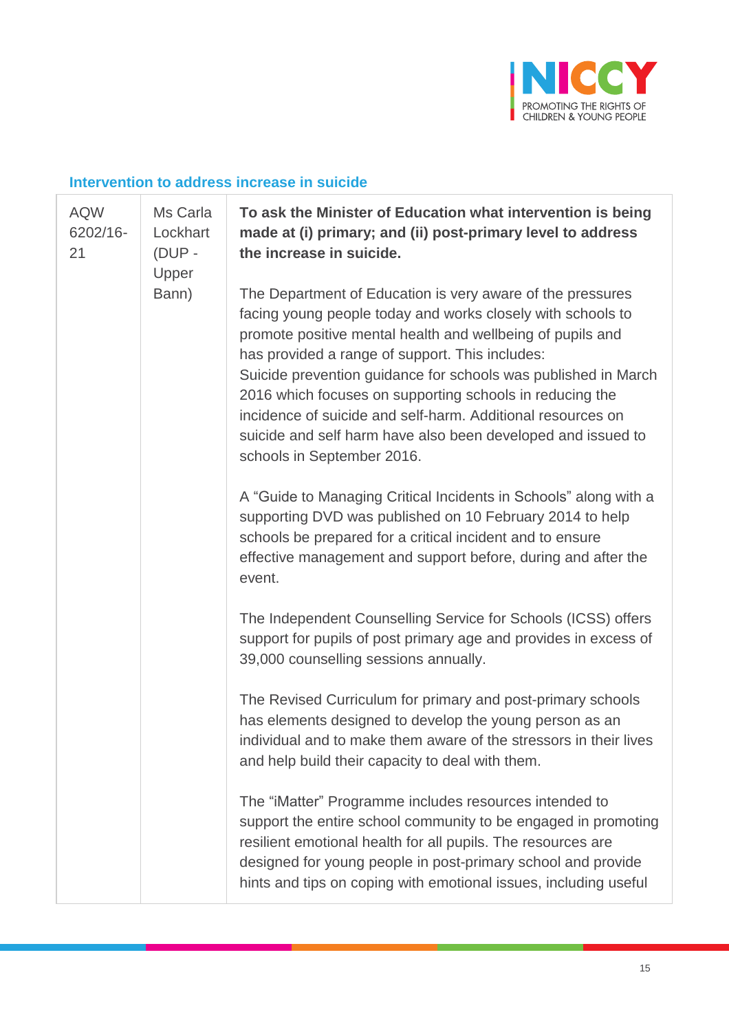### Intervention to address increase in suicide

| | | |
|---|---|---|
| AQW 6202/16-21 | Ms Carla Lockhart (DUP - Upper Bann) | **To ask the Minister of Education what intervention is being made at (i) primary; and (ii) post-primary level to address the increase in suicide.**<br><br>The Department of Education is very aware of the pressures facing young people today and works closely with schools to promote positive mental health and wellbeing of pupils and has provided a range of support. This includes:<br>Suicide prevention guidance for schools was published in March 2016 which focuses on supporting schools in reducing the incidence of suicide and self-harm. Additional resources on suicide and self harm have also been developed and issued to schools in September 2016.<br><br>A “Guide to Managing Critical Incidents in Schools” along with a supporting DVD was published on 10 February 2014 to help schools be prepared for a critical incident and to ensure effective management and support before, during and after the event.<br><br>The Independent Counselling Service for Schools (ICSS) offers support for pupils of post primary age and provides in excess of 39,000 counselling sessions annually.<br><br>The Revised Curriculum for primary and post-primary schools has elements designed to develop the young person as an individual and to make them aware of the stressors in their lives and help build their capacity to deal with them.<br><br>The “iMatter” Programme includes resources intended to support the entire school community to be engaged in promoting resilient emotional health for all pupils. The resources are designed for young people in post-primary school and provide hints and tips on coping with emotional issues, including useful |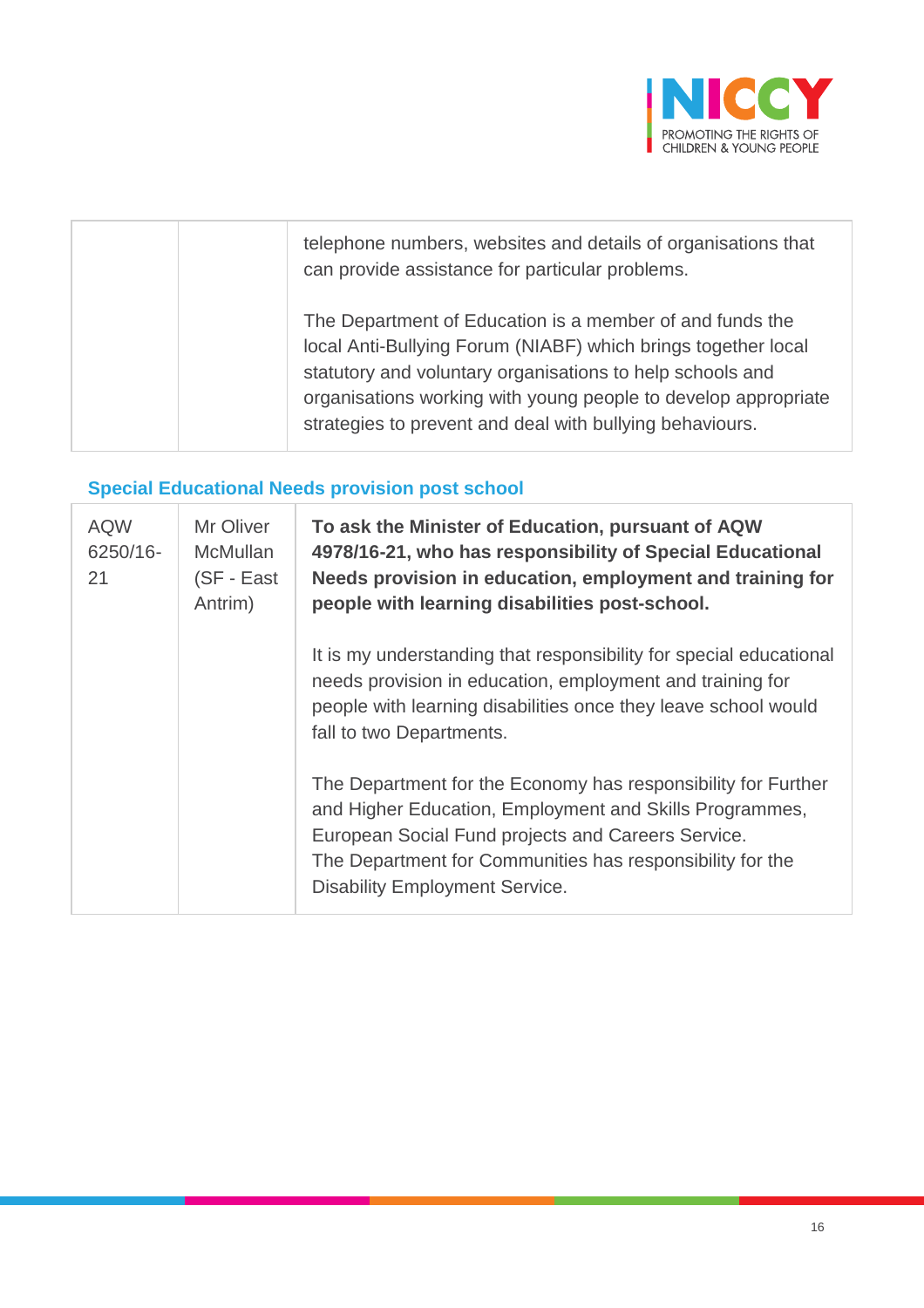| | | |
|---|---|---|
| | | telephone numbers, websites and details of organisations that can provide assistance for particular problems.<br><br>The Department of Education is a member of and funds the local Anti-Bullying Forum (NIABF) which brings together local statutory and voluntary organisations to help schools and organisations working with young people to develop appropriate strategies to prevent and deal with bullying behaviours. |

### Special Educational Needs provision post school

| | | |
|---|---|---|
| AQW 6250/16-21 | Mr Oliver McMullan (SF - East Antrim) | **To ask the Minister of Education, pursuant of AQW 4978/16-21, who has responsibility of Special Educational Needs provision in education, employment and training for people with learning disabilities post-school.**<br><br>It is my understanding that responsibility for special educational needs provision in education, employment and training for people with learning disabilities once they leave school would fall to two Departments.<br><br>The Department for the Economy has responsibility for Further and Higher Education, Employment and Skills Programmes, European Social Fund projects and Careers Service.<br>The Department for Communities has responsibility for the Disability Employment Service. |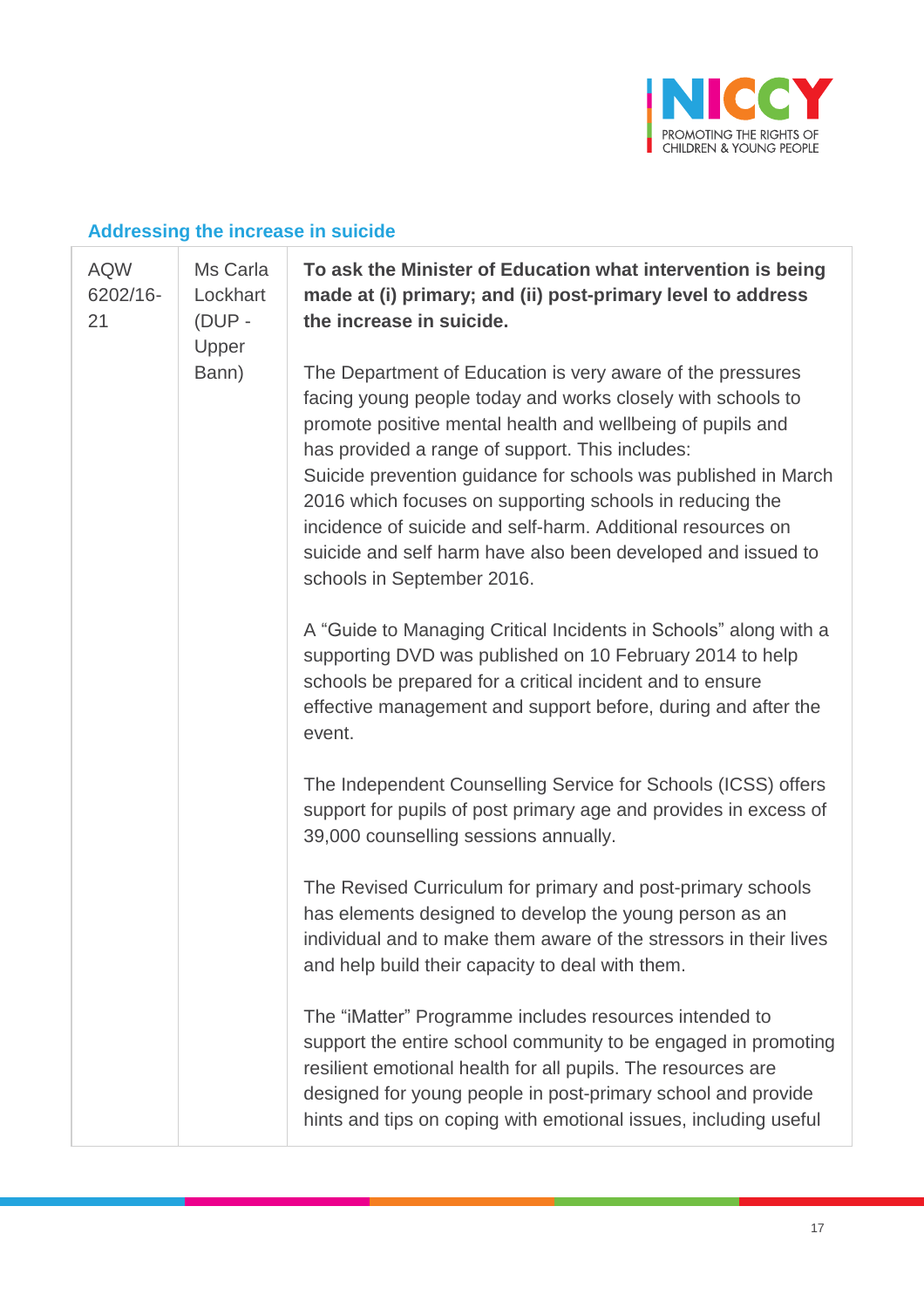### Addressing the increase in suicide

| | | |
|---|---|---|
| AQW 6202/16-21 | Ms Carla Lockhart (DUP - Upper Bann) | **To ask the Minister of Education what intervention is being made at (i) primary; and (ii) post-primary level to address the increase in suicide.**<br><br>The Department of Education is very aware of the pressures facing young people today and works closely with schools to promote positive mental health and wellbeing of pupils and has provided a range of support. This includes:<br>Suicide prevention guidance for schools was published in March 2016 which focuses on supporting schools in reducing the incidence of suicide and self-harm. Additional resources on suicide and self harm have also been developed and issued to schools in September 2016.<br><br>A "Guide to Managing Critical Incidents in Schools" along with a supporting DVD was published on 10 February 2014 to help schools be prepared for a critical incident and to ensure effective management and support before, during and after the event.<br><br>The Independent Counselling Service for Schools (ICSS) offers support for pupils of post primary age and provides in excess of 39,000 counselling sessions annually.<br><br>The Revised Curriculum for primary and post-primary schools has elements designed to develop the young person as an individual and to make them aware of the stressors in their lives and help build their capacity to deal with them.<br><br>The "iMatter" Programme includes resources intended to support the entire school community to be engaged in promoting resilient emotional health for all pupils. The resources are designed for young people in post-primary school and provide hints and tips on coping with emotional issues, including useful |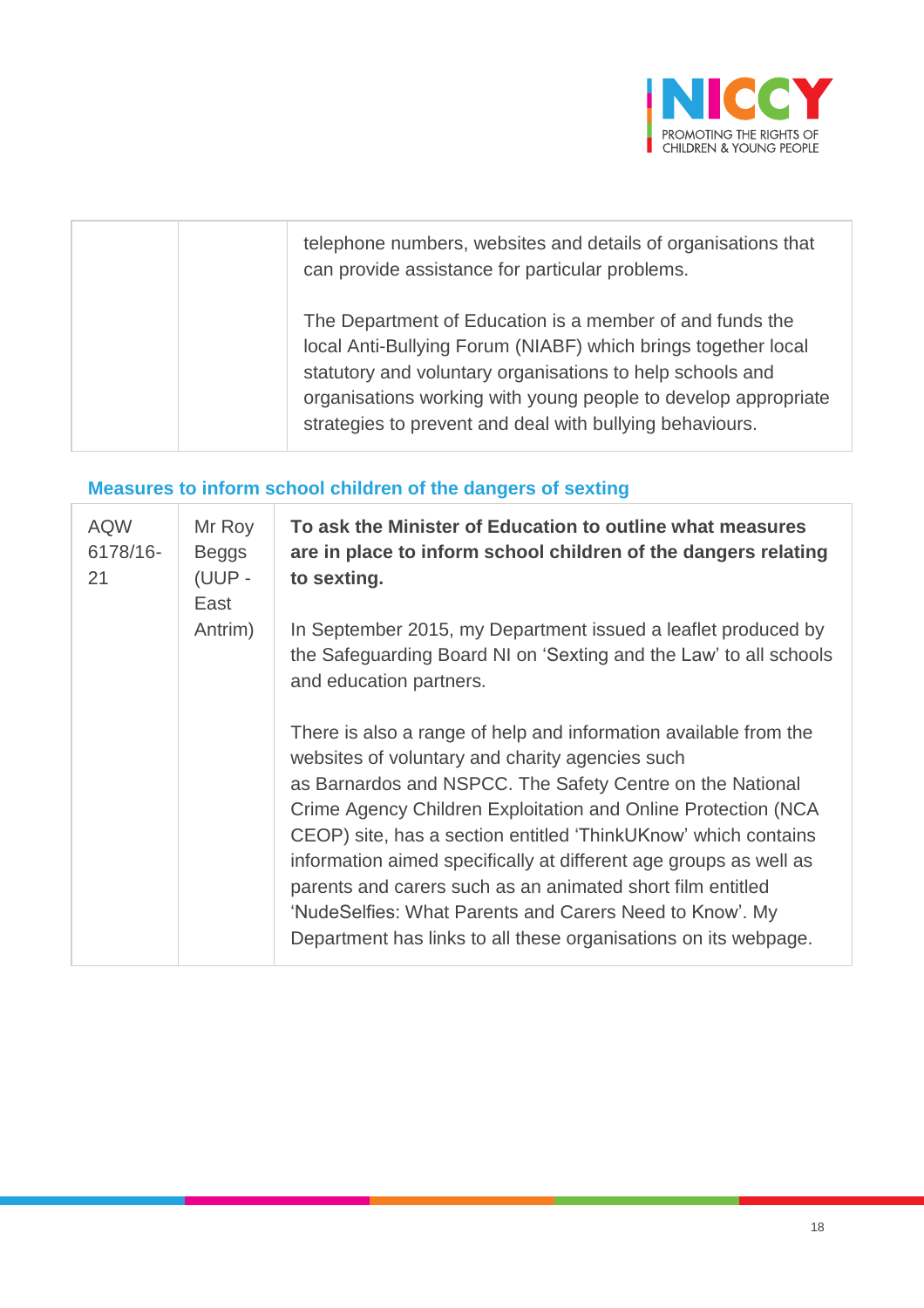| | | |
|---|---|---|
| | | telephone numbers, websites and details of organisations that can provide assistance for particular problems.<br><br>The Department of Education is a member of and funds the local Anti-Bullying Forum (NIABF) which brings together local statutory and voluntary organisations to help schools and organisations working with young people to develop appropriate strategies to prevent and deal with bullying behaviours. |

### Measures to inform school children of the dangers of sexting

| | | |
|---|---|---|
| AQW 6178/16-21 | Mr Roy Beggs (UUP - East Antrim) | **To ask the Minister of Education to outline what measures are in place to inform school children of the dangers relating to sexting.**<br><br>In September 2015, my Department issued a leaflet produced by the Safeguarding Board NI on 'Sexting and the Law' to all schools and education partners.<br><br>There is also a range of help and information available from the websites of voluntary and charity agencies such as Barnardos and NSPCC. The Safety Centre on the National Crime Agency Children Exploitation and Online Protection (NCA CEOP) site, has a section entitled 'ThinkUKnow' which contains information aimed specifically at different age groups as well as parents and carers such as an animated short film entitled 'NudeSelfies: What Parents and Carers Need to Know'. My Department has links to all these organisations on its webpage. |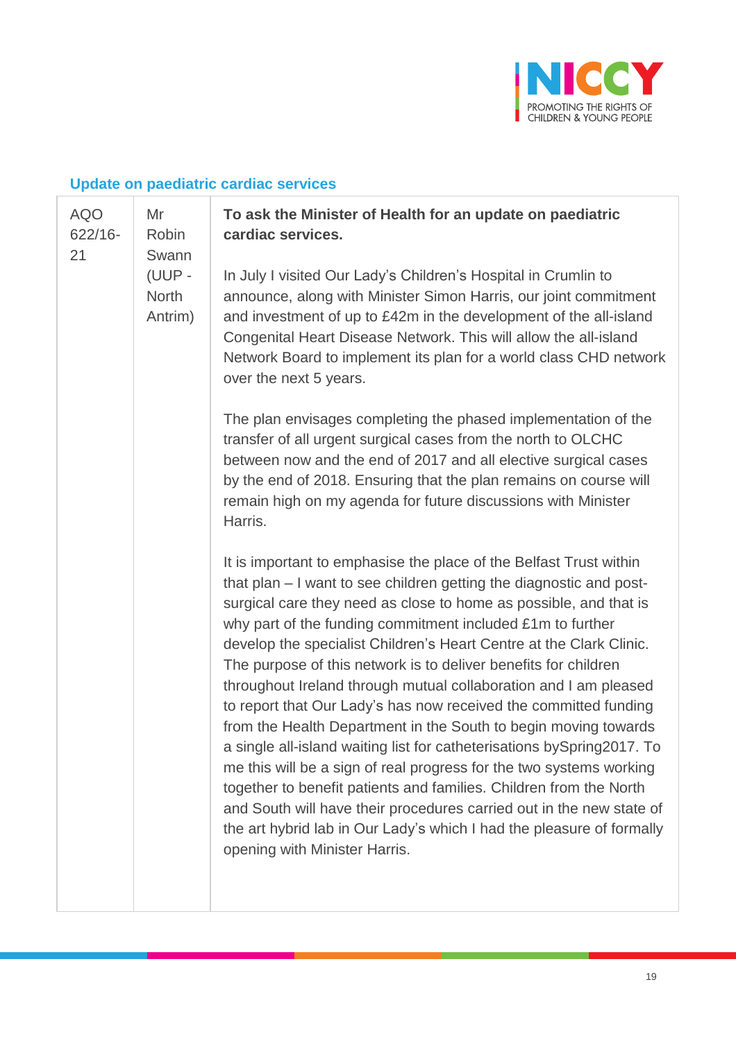### Update on paediatric cardiac services

| | | |
|---|---|---|
| AQO 622/16-21 | Mr Robin Swann (UUP - North Antrim) | **To ask the Minister of Health for an update on paediatric cardiac services.**<br><br>In July I visited Our Lady's Children's Hospital in Crumlin to announce, along with Minister Simon Harris, our joint commitment and investment of up to £42m in the development of the all-island Congenital Heart Disease Network. This will allow the all-island Network Board to implement its plan for a world class CHD network over the next 5 years.<br><br>The plan envisages completing the phased implementation of the transfer of all urgent surgical cases from the north to OLCHC between now and the end of 2017 and all elective surgical cases by the end of 2018. Ensuring that the plan remains on course will remain high on my agenda for future discussions with Minister Harris.<br><br>It is important to emphasise the place of the Belfast Trust within that plan – I want to see children getting the diagnostic and post-surgical care they need as close to home as possible, and that is why part of the funding commitment included £1m to further develop the specialist Children's Heart Centre at the Clark Clinic. The purpose of this network is to deliver benefits for children throughout Ireland through mutual collaboration and I am pleased to report that Our Lady's has now received the committed funding from the Health Department in the South to begin moving towards a single all-island waiting list for catheterisations bySpring2017. To me this will be a sign of real progress for the two systems working together to benefit patients and families. Children from the North and South will have their procedures carried out in the new state of the art hybrid lab in Our Lady's which I had the pleasure of formally opening with Minister Harris. |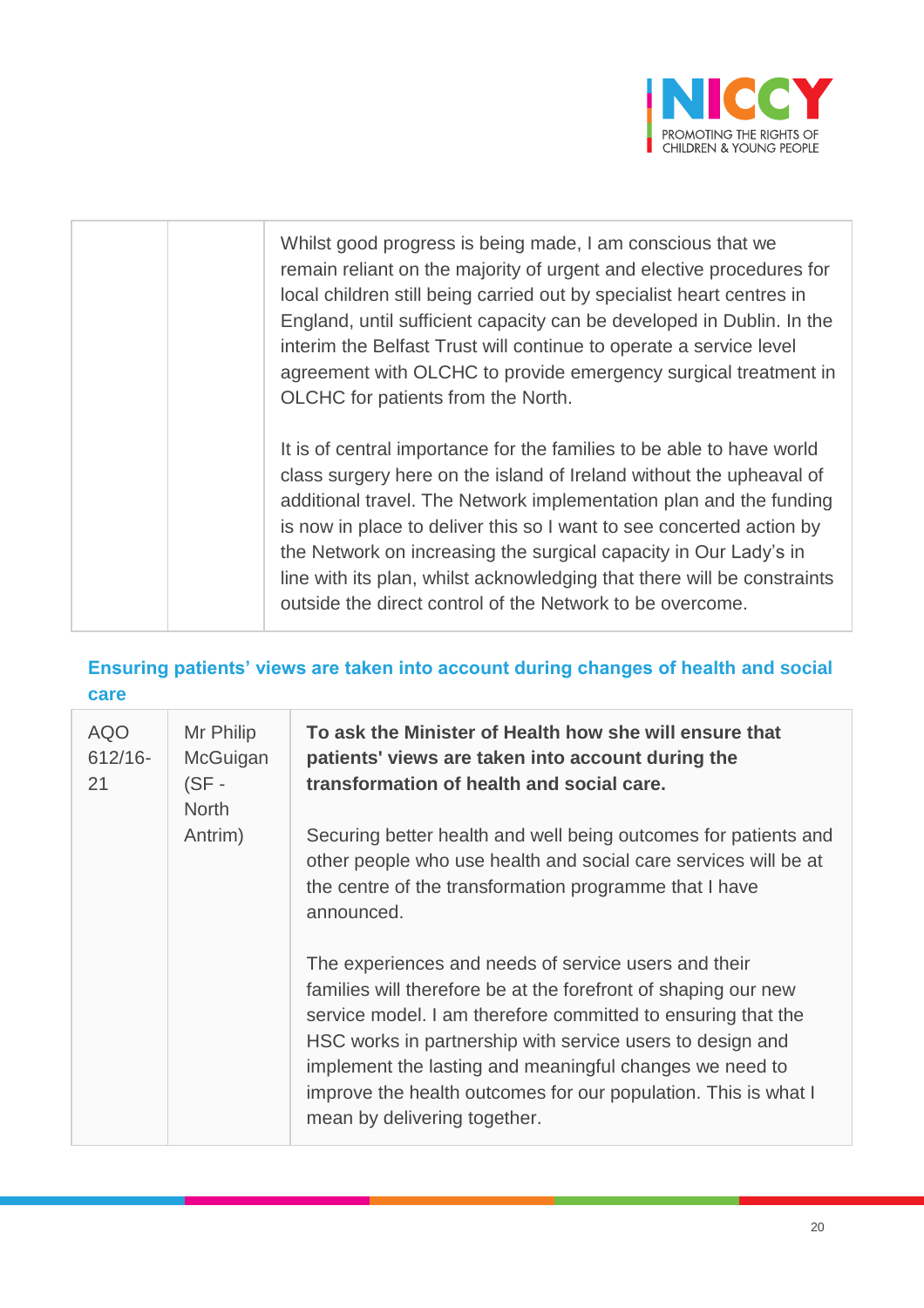| | | |
|---|---|---|
| | | Whilst good progress is being made, I am conscious that we remain reliant on the majority of urgent and elective procedures for local children still being carried out by specialist heart centres in England, until sufficient capacity can be developed in Dublin. In the interim the Belfast Trust will continue to operate a service level agreement with OLCHC to provide emergency surgical treatment in OLCHC for patients from the North.<br><br>It is of central importance for the families to be able to have world class surgery here on the island of Ireland without the upheaval of additional travel. The Network implementation plan and the funding is now in place to deliver this so I want to see concerted action by the Network on increasing the surgical capacity in Our Lady's in line with its plan, whilst acknowledging that there will be constraints outside the direct control of the Network to be overcome. |

## Ensuring patients' views are taken into account during changes of health and social care

| | | |
|---|---|---|
| AQO 612/16-21 | Mr Philip McGuigan (SF - North Antrim) | **To ask the Minister of Health how she will ensure that patients' views are taken into account during the transformation of health and social care.**<br><br>Securing better health and well being outcomes for patients and other people who use health and social care services will be at the centre of the transformation programme that I have announced.<br><br>The experiences and needs of service users and their families will therefore be at the forefront of shaping our new service model. I am therefore committed to ensuring that the HSC works in partnership with service users to design and implement the lasting and meaningful changes we need to improve the health outcomes for our population. This is what I mean by delivering together. |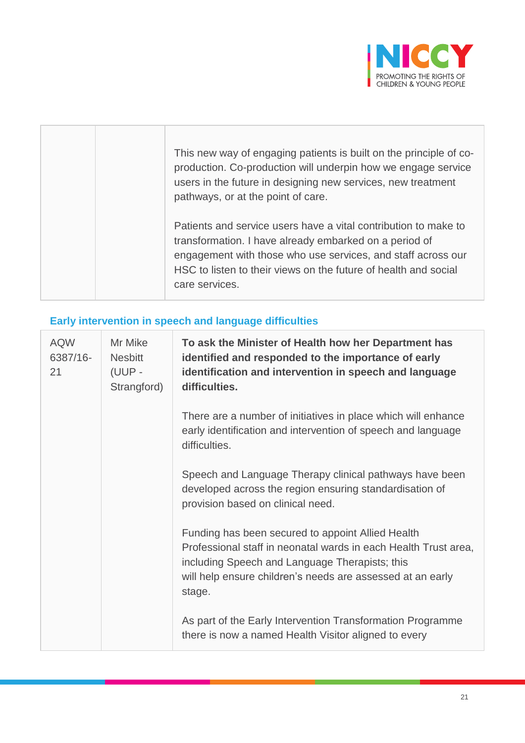| | | |
|---|---|---|
| | | This new way of engaging patients is built on the principle of co-production. Co-production will underpin how we engage service users in the future in designing new services, new treatment pathways, or at the point of care.<br><br>Patients and service users have a vital contribution to make to transformation. I have already embarked on a period of engagement with those who use services, and staff across our HSC to listen to their views on the future of health and social care services. |

## Early intervention in speech and language difficulties

| | | |
|---|---|---|
| AQW 6387/16-21 | Mr Mike Nesbitt (UUP - Strangford) | **To ask the Minister of Health how her Department has identified and responded to the importance of early identification and intervention in speech and language difficulties.**<br><br>There are a number of initiatives in place which will enhance early identification and intervention of speech and language difficulties.<br><br>Speech and Language Therapy clinical pathways have been developed across the region ensuring standardisation of provision based on clinical need.<br><br>Funding has been secured to appoint Allied Health Professional staff in neonatal wards in each Health Trust area, including Speech and Language Therapists; this will help ensure children's needs are assessed at an early stage.<br><br>As part of the Early Intervention Transformation Programme there is now a named Health Visitor aligned to every |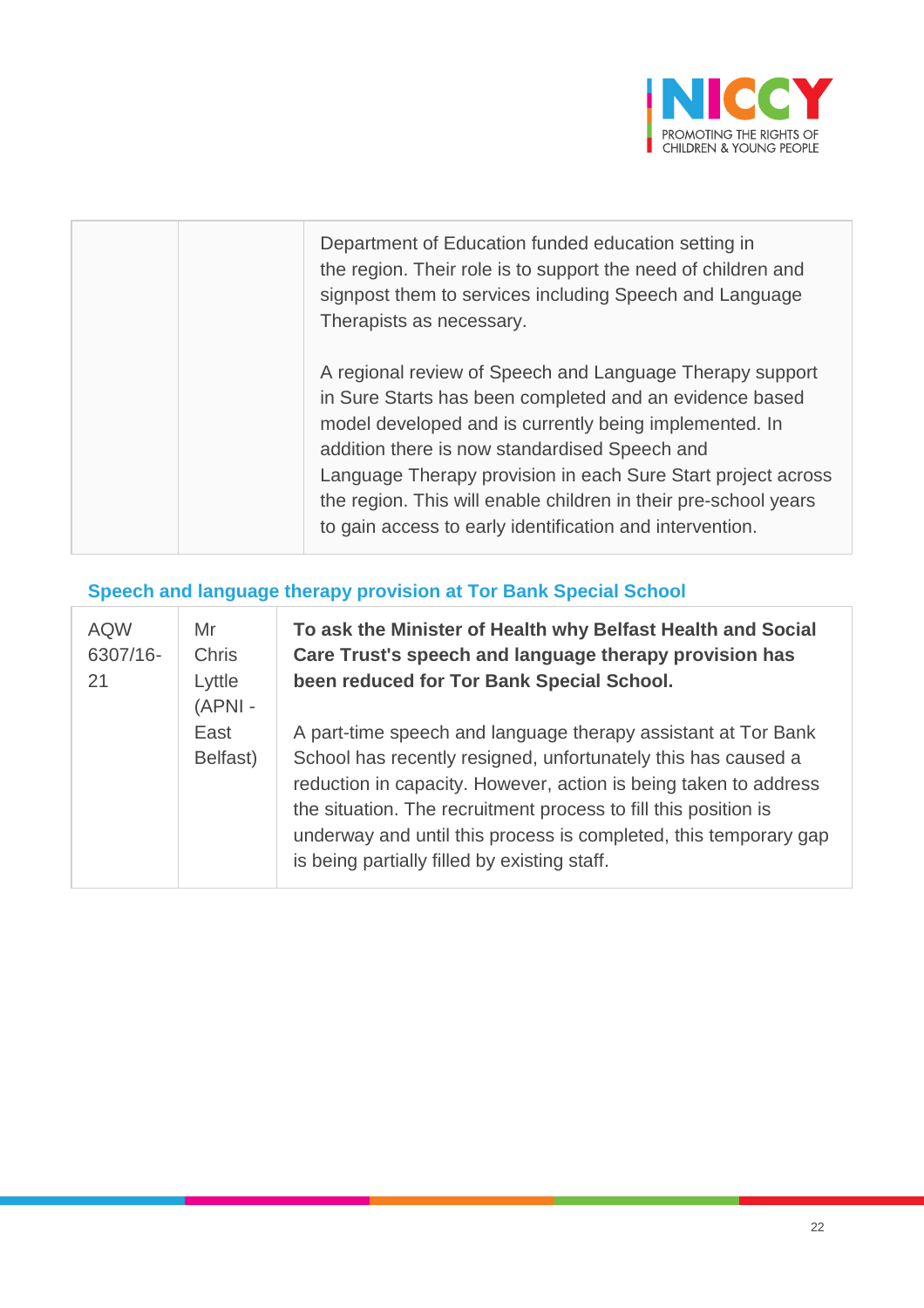| | | Department of Education funded education setting in the region. Their role is to support the need of children and signpost them to services including Speech and Language Therapists as necessary.<br><br>A regional review of Speech and Language Therapy support in Sure Starts has been completed and an evidence based model developed and is currently being implemented. In addition there is now standardised Speech and Language Therapy provision in each Sure Start project across the region. This will enable children in their pre-school years to gain access to early identification and intervention. |
|---|---|---|

### Speech and language therapy provision at Tor Bank Special School

| AQW 6307/16-21 | Mr Chris Lyttle (APNI - East Belfast) | **To ask the Minister of Health why Belfast Health and Social Care Trust's speech and language therapy provision has been reduced for Tor Bank Special School.**<br><br>A part-time speech and language therapy assistant at Tor Bank School has recently resigned, unfortunately this has caused a reduction in capacity. However, action is being taken to address the situation. The recruitment process to fill this position is underway and until this process is completed, this temporary gap is being partially filled by existing staff. |
|---|---|---|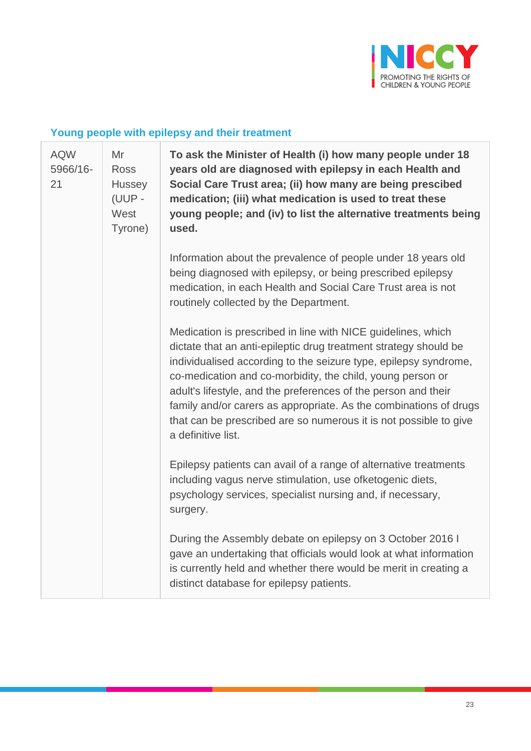### Young people with epilepsy and their treatment

| AQW 5966/16-21 | Mr Ross Hussey (UUP - West Tyrone) | **To ask the Minister of Health (i) how many people under 18 years old are diagnosed with epilepsy in each Health and Social Care Trust area; (ii) how many are being prescibed medication; (iii) what medication is used to treat these young people; and (iv) to list the alternative treatments being used.**<br><br>Information about the prevalence of people under 18 years old being diagnosed with epilepsy, or being prescribed epilepsy medication, in each Health and Social Care Trust area is not routinely collected by the Department.<br><br>Medication is prescribed in line with NICE guidelines, which dictate that an anti-epileptic drug treatment strategy should be individualised according to the seizure type, epilepsy syndrome, co-medication and co-morbidity, the child, young person or adult's lifestyle, and the preferences of the person and their family and/or carers as appropriate. As the combinations of drugs that can be prescribed are so numerous it is not possible to give a definitive list.<br><br>Epilepsy patients can avail of a range of alternative treatments including vagus nerve stimulation, use ofketogenic diets, psychology services, specialist nursing and, if necessary, surgery.<br><br>During the Assembly debate on epilepsy on 3 October 2016 I gave an undertaking that officials would look at what information is currently held and whether there would be merit in creating a distinct database for epilepsy patients. |
|---|---|---|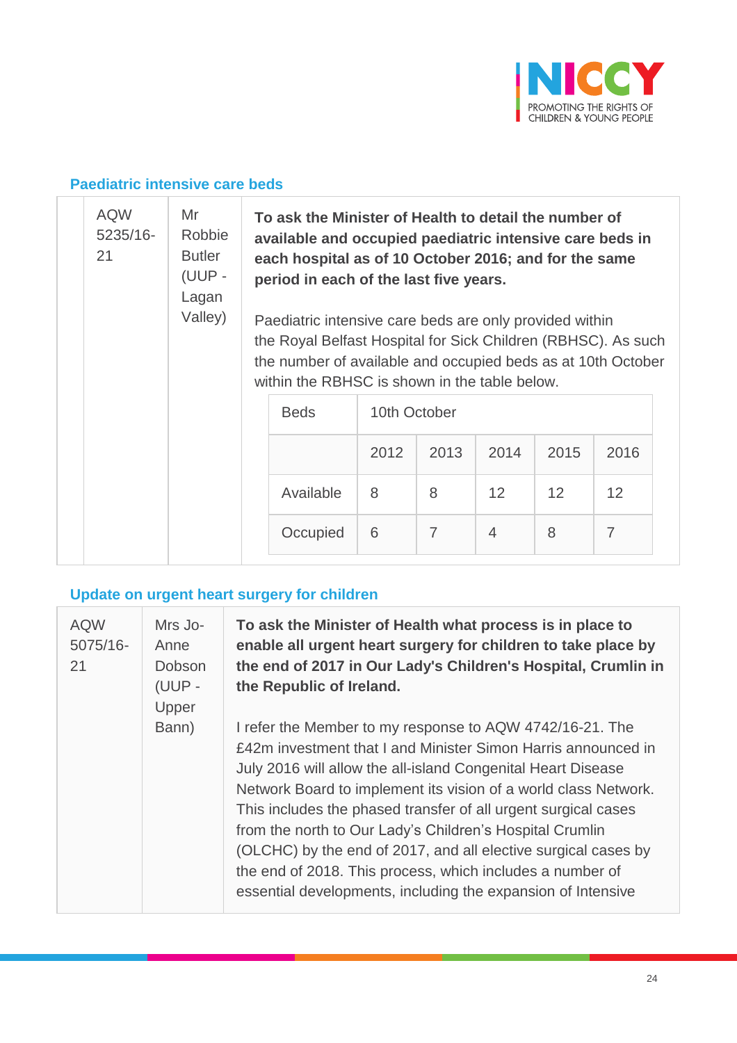### Paediatric intensive care beds

| | | |
|---|---|---|
| AQW 5235/16-21 | Mr Robbie Butler (UUP - Lagan Valley) | **To ask the Minister of Health to detail the number of available and occupied paediatric intensive care beds in each hospital as of 10 October 2016; and for the same period in each of the last five years.**<br><br>Paediatric intensive care beds are only provided within the Royal Belfast Hospital for Sick Children (RBHSC). As such the number of available and occupied beds as at 10th October within the RBHSC is shown in the table below. |

| Beds | 10th October | | | | |
|---|---|---|---|---|---|
| | 2012 | 2013 | 2014 | 2015 | 2016 |
| Available | 8 | 8 | 12 | 12 | 12 |
| Occupied | 6 | 7 | 4 | 8 | 7 |

### Update on urgent heart surgery for children

| | | |
|---|---|---|
| AQW 5075/16-21 | Mrs Jo-Anne Dobson (UUP - Upper Bann) | **To ask the Minister of Health what process is in place to enable all urgent heart surgery for children to take place by the end of 2017 in Our Lady's Children's Hospital, Crumlin in the Republic of Ireland.**<br><br>I refer the Member to my response to AQW 4742/16-21. The £42m investment that I and Minister Simon Harris announced in July 2016 will allow the all-island Congenital Heart Disease Network Board to implement its vision of a world class Network. This includes the phased transfer of all urgent surgical cases from the north to Our Lady's Children's Hospital Crumlin (OLCHC) by the end of 2017, and all elective surgical cases by the end of 2018. This process, which includes a number of essential developments, including the expansion of Intensive |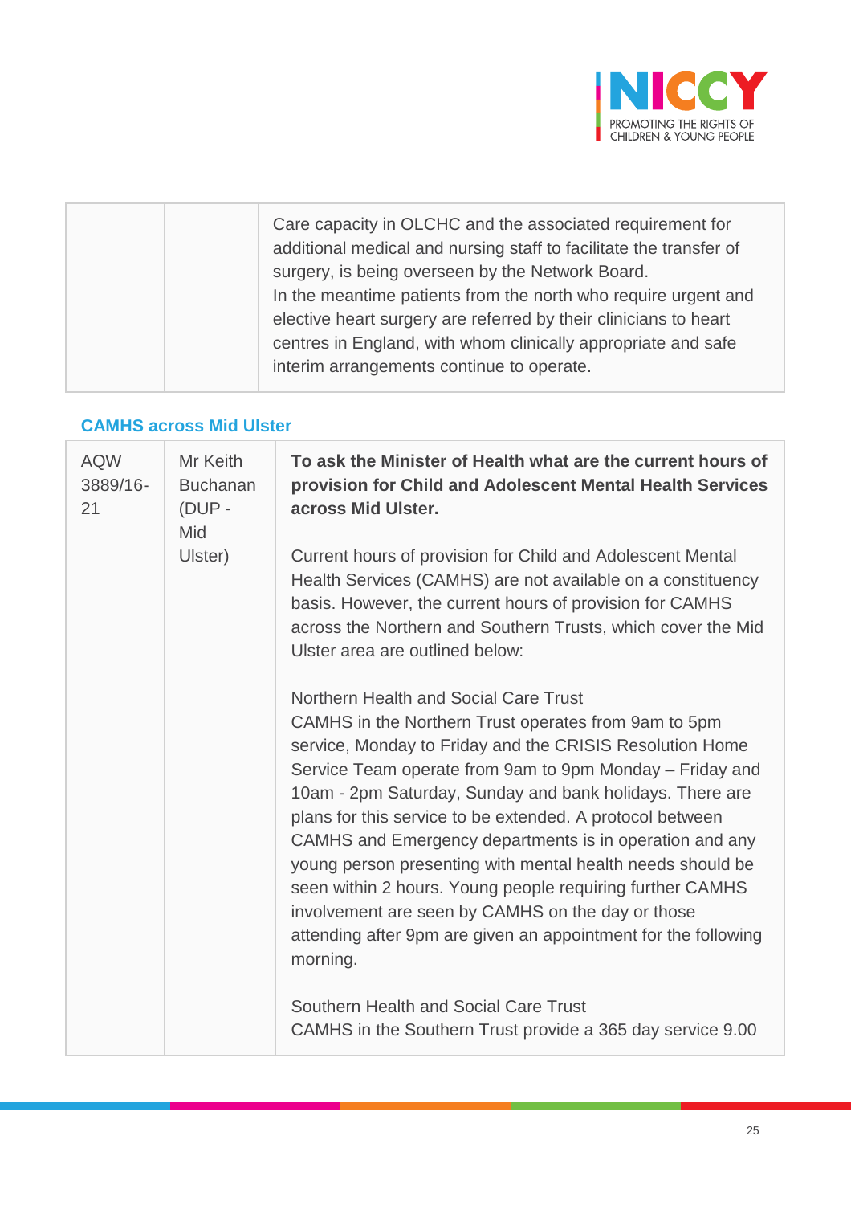| | | Care capacity in OLCHC and the associated requirement for additional medical and nursing staff to facilitate the transfer of surgery, is being overseen by the Network Board.<br>In the meantime patients from the north who require urgent and elective heart surgery are referred by their clinicians to heart centres in England, with whom clinically appropriate and safe interim arrangements continue to operate. |
|---|---|---|

### CAMHS across Mid Ulster

| AQW 3889/16-21 | Mr Keith Buchanan (DUP - Mid Ulster) | **To ask the Minister of Health what are the current hours of provision for Child and Adolescent Mental Health Services across Mid Ulster.**<br><br>Current hours of provision for Child and Adolescent Mental Health Services (CAMHS) are not available on a constituency basis. However, the current hours of provision for CAMHS across the Northern and Southern Trusts, which cover the Mid Ulster area are outlined below:<br><br>Northern Health and Social Care Trust<br>CAMHS in the Northern Trust operates from 9am to 5pm service, Monday to Friday and the CRISIS Resolution Home Service Team operate from 9am to 9pm Monday – Friday and 10am - 2pm Saturday, Sunday and bank holidays. There are plans for this service to be extended. A protocol between CAMHS and Emergency departments is in operation and any young person presenting with mental health needs should be seen within 2 hours. Young people requiring further CAMHS involvement are seen by CAMHS on the day or those attending after 9pm are given an appointment for the following morning.<br><br>Southern Health and Social Care Trust<br>CAMHS in the Southern Trust provide a 365 day service 9.00 |
|---|---|---|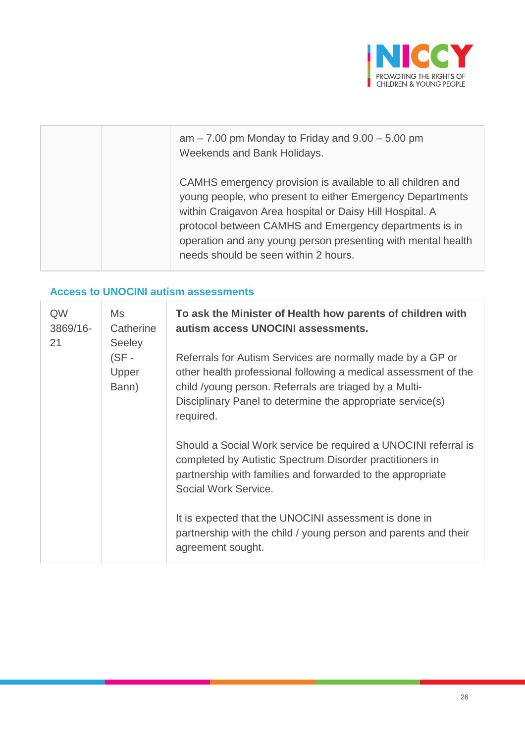|  |  | am – 7.00 pm Monday to Friday and 9.00 – 5.00 pm Weekends and Bank Holidays.<br><br>CAMHS emergency provision is available to all children and young people, who present to either Emergency Departments within Craigavon Area hospital or Daisy Hill Hospital. A protocol between CAMHS and Emergency departments is in operation and any young person presenting with mental health needs should be seen within 2 hours. |
|---|---|---|

### Access to UNOCINI autism assessments

| QW 3869/16-21 | Ms Catherine Seeley (SF - Upper Bann) | **To ask the Minister of Health how parents of children with autism access UNOCINI assessments.**<br><br>Referrals for Autism Services are normally made by a GP or other health professional following a medical assessment of the child /young person. Referrals are triaged by a Multi-Disciplinary Panel to determine the appropriate service(s) required.<br><br>Should a Social Work service be required a UNOCINI referral is completed by Autistic Spectrum Disorder practitioners in partnership with families and forwarded to the appropriate Social Work Service.<br><br>It is expected that the UNOCINI assessment is done in partnership with the child / young person and parents and their agreement sought. |
|---|---|---|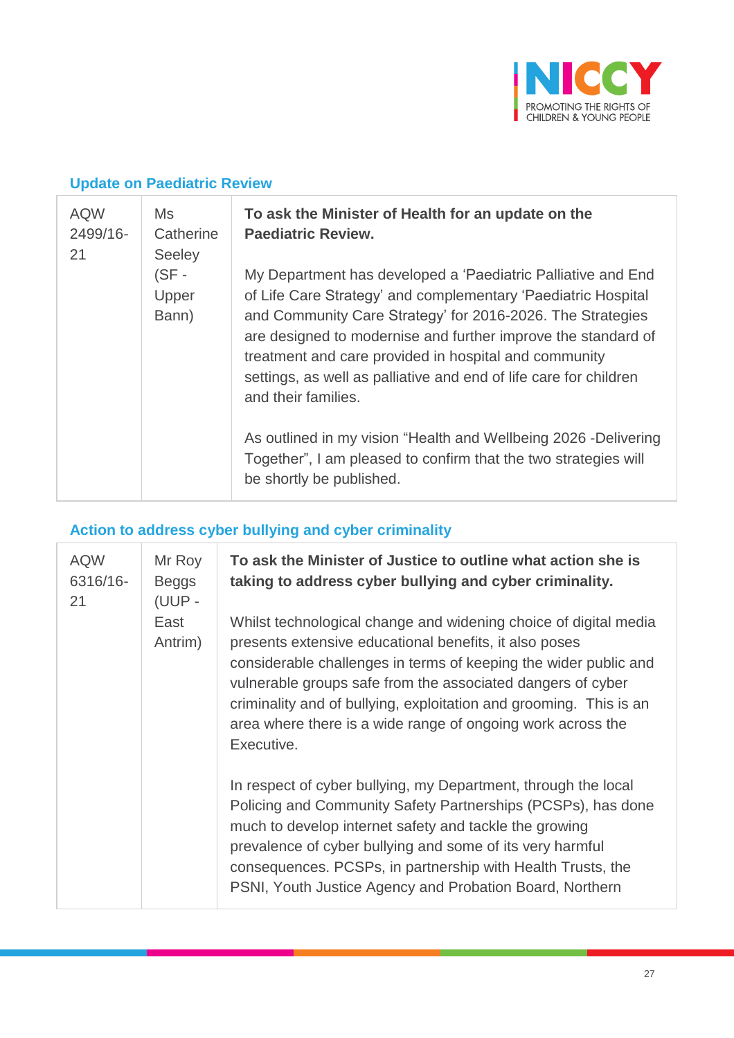### Update on Paediatric Review

| | | |
|---|---|---|
| AQW 2499/16-21 | Ms Catherine Seeley (SF - Upper Bann) | **To ask the Minister of Health for an update on the Paediatric Review.**<br><br>My Department has developed a 'Paediatric Palliative and End of Life Care Strategy' and complementary 'Paediatric Hospital and Community Care Strategy' for 2016-2026. The Strategies are designed to modernise and further improve the standard of treatment and care provided in hospital and community settings, as well as palliative and end of life care for children and their families.<br><br>As outlined in my vision "Health and Wellbeing 2026 -Delivering Together", I am pleased to confirm that the two strategies will be shortly be published. |

### Action to address cyber bullying and cyber criminality

| | | |
|---|---|---|
| AQW 6316/16-21 | Mr Roy Beggs (UUP - East Antrim) | **To ask the Minister of Justice to outline what action she is taking to address cyber bullying and cyber criminality.**<br><br>Whilst technological change and widening choice of digital media presents extensive educational benefits, it also poses considerable challenges in terms of keeping the wider public and vulnerable groups safe from the associated dangers of cyber criminality and of bullying, exploitation and grooming. This is an area where there is a wide range of ongoing work across the Executive.<br><br>In respect of cyber bullying, my Department, through the local Policing and Community Safety Partnerships (PCSPs), has done much to develop internet safety and tackle the growing prevalence of cyber bullying and some of its very harmful consequences. PCSPs, in partnership with Health Trusts, the PSNI, Youth Justice Agency and Probation Board, Northern |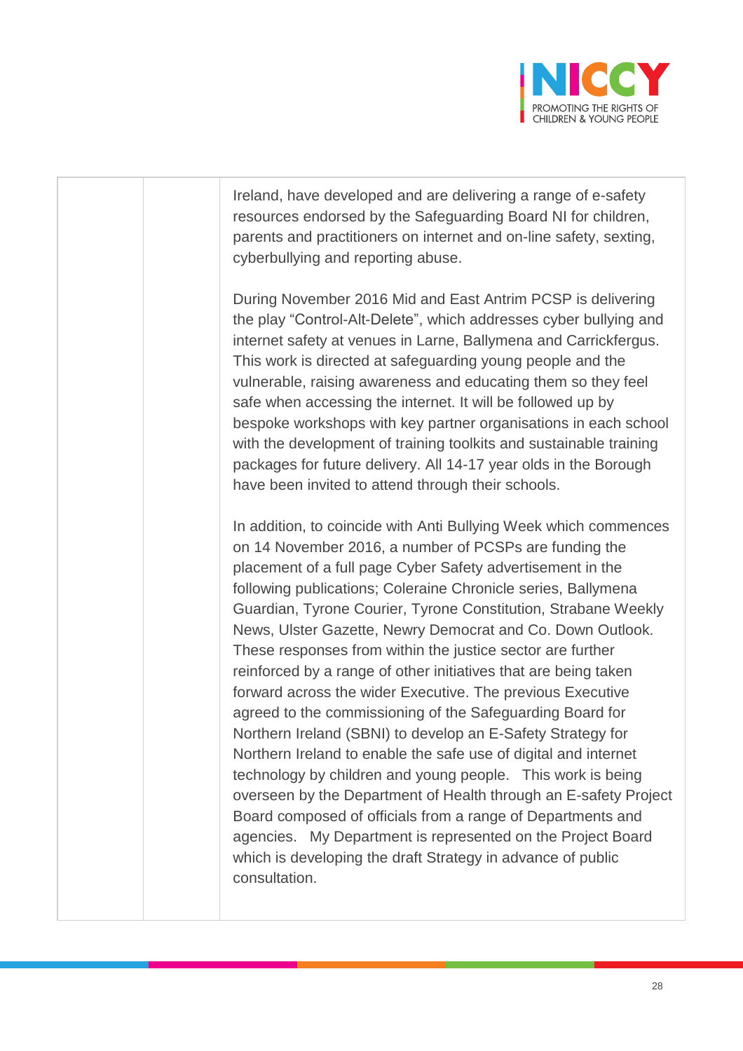|  |  | Ireland, have developed and are delivering a range of e-safety resources endorsed by the Safeguarding Board NI for children, parents and practitioners on internet and on-line safety, sexting, cyberbullying and reporting abuse.<br><br>During November 2016 Mid and East Antrim PCSP is delivering the play "Control-Alt-Delete", which addresses cyber bullying and internet safety at venues in Larne, Ballymena and Carrickfergus. This work is directed at safeguarding young people and the vulnerable, raising awareness and educating them so they feel safe when accessing the internet. It will be followed up by bespoke workshops with key partner organisations in each school with the development of training toolkits and sustainable training packages for future delivery. All 14-17 year olds in the Borough have been invited to attend through their schools.<br><br>In addition, to coincide with Anti Bullying Week which commences on 14 November 2016, a number of PCSPs are funding the placement of a full page Cyber Safety advertisement in the following publications; Coleraine Chronicle series, Ballymena Guardian, Tyrone Courier, Tyrone Constitution, Strabane Weekly News, Ulster Gazette, Newry Democrat and Co. Down Outlook. These responses from within the justice sector are further reinforced by a range of other initiatives that are being taken forward across the wider Executive. The previous Executive agreed to the commissioning of the Safeguarding Board for Northern Ireland (SBNI) to develop an E-Safety Strategy for Northern Ireland to enable the safe use of digital and internet technology by children and young people. This work is being overseen by the Department of Health through an E-safety Project Board composed of officials from a range of Departments and agencies. My Department is represented on the Project Board which is developing the draft Strategy in advance of public consultation. |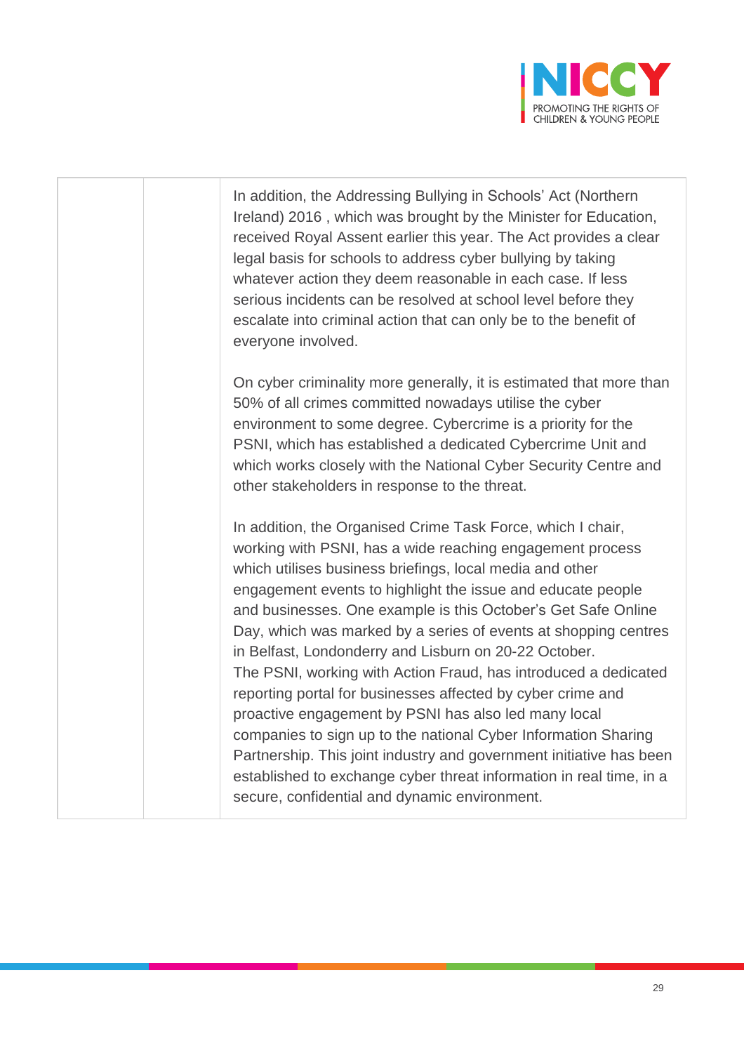|  |  | In addition, the Addressing Bullying in Schools' Act (Northern Ireland) 2016 , which was brought by the Minister for Education, received Royal Assent earlier this year. The Act provides a clear legal basis for schools to address cyber bullying by taking whatever action they deem reasonable in each case. If less serious incidents can be resolved at school level before they escalate into criminal action that can only be to the benefit of everyone involved.<br><br>On cyber criminality more generally, it is estimated that more than 50% of all crimes committed nowadays utilise the cyber environment to some degree. Cybercrime is a priority for the PSNI, which has established a dedicated Cybercrime Unit and which works closely with the National Cyber Security Centre and other stakeholders in response to the threat.<br><br>In addition, the Organised Crime Task Force, which I chair, working with PSNI, has a wide reaching engagement process which utilises business briefings, local media and other engagement events to highlight the issue and educate people and businesses. One example is this October's Get Safe Online Day, which was marked by a series of events at shopping centres in Belfast, Londonderry and Lisburn on 20-22 October.<br>The PSNI, working with Action Fraud, has introduced a dedicated reporting portal for businesses affected by cyber crime and proactive engagement by PSNI has also led many local companies to sign up to the national Cyber Information Sharing Partnership. This joint industry and government initiative has been established to exchange cyber threat information in real time, in a secure, confidential and dynamic environment. |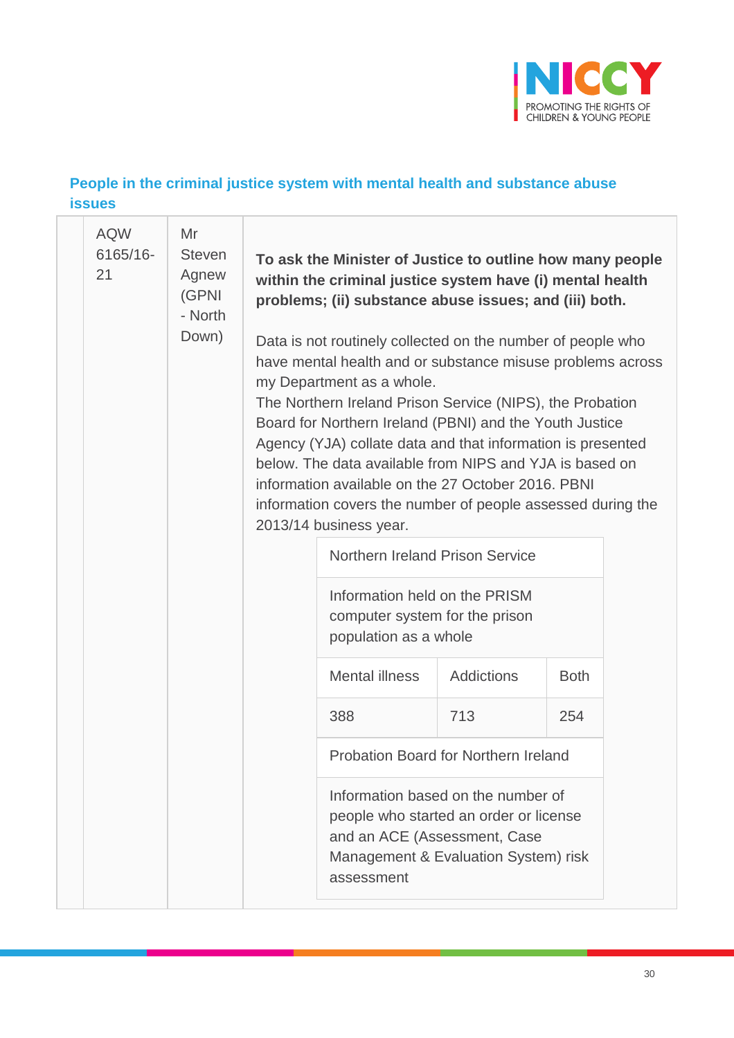## People in the criminal justice system with mental health and substance abuse issues

| | AQW 6165/16-21 | Mr Steven Agnew (GPNI - North Down) | **To ask the Minister of Justice to outline how many people within the criminal justice system have (i) mental health problems; (ii) substance abuse issues; and (iii) both.**<br><br>Data is not routinely collected on the number of people who have mental health and or substance misuse problems across my Department as a whole.<br>The Northern Ireland Prison Service (NIPS), the Probation Board for Northern Ireland (PBNI) and the Youth Justice Agency (YJA) collate data and that information is presented below. The data available from NIPS and YJA is based on information available on the 27 October 2016. PBNI information covers the number of people assessed during the 2013/14 business year. |
|---|---|---|---|

| Northern Ireland Prison Service | | |
|---|---|---|
| Information held on the PRISM computer system for the prison population as a whole | | |
| Mental illness | Addictions | Both |
| 388 | 713 | 254 |
| Probation Board for Northern Ireland | | |
| Information based on the number of people who started an order or license and an ACE (Assessment, Case Management & Evaluation System) risk assessment | | |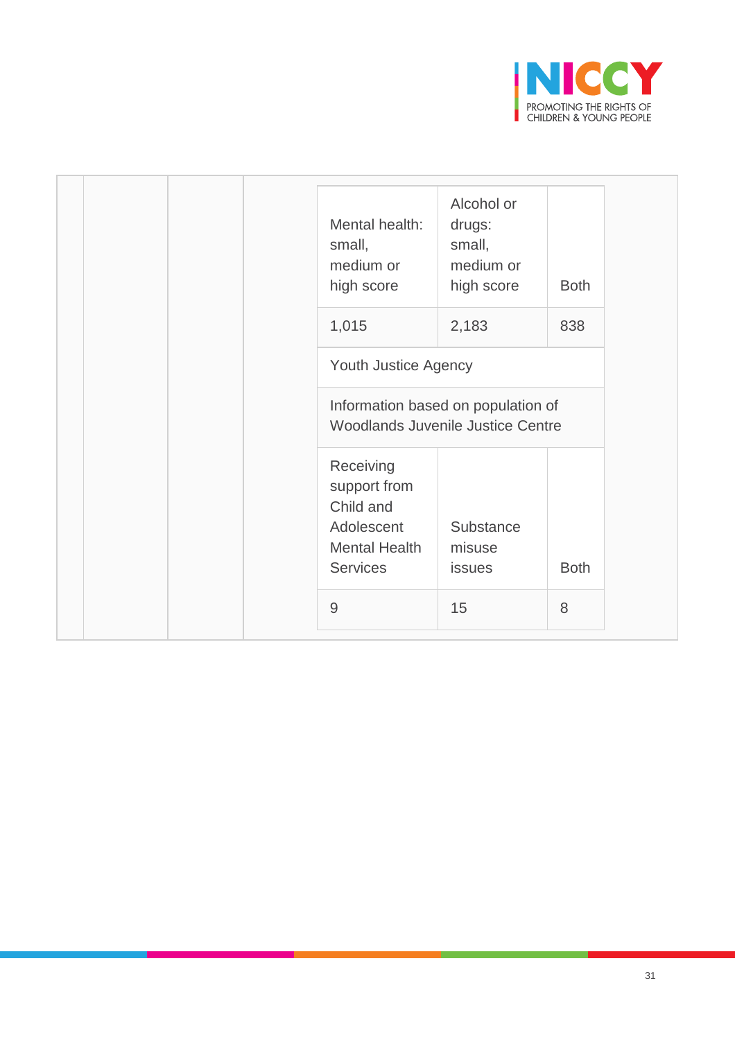| Mental health: small, medium or high score | Alcohol or drugs: small, medium or high score | Both |
|---|---|---|
| 1,015 | 2,183 | 838 |
| Youth Justice Agency | | |
| Information based on population of Woodlands Juvenile Justice Centre | | |
| Receiving support from Child and Adolescent Mental Health Services | Substance misuse issues | Both |
| 9 | 15 | 8 |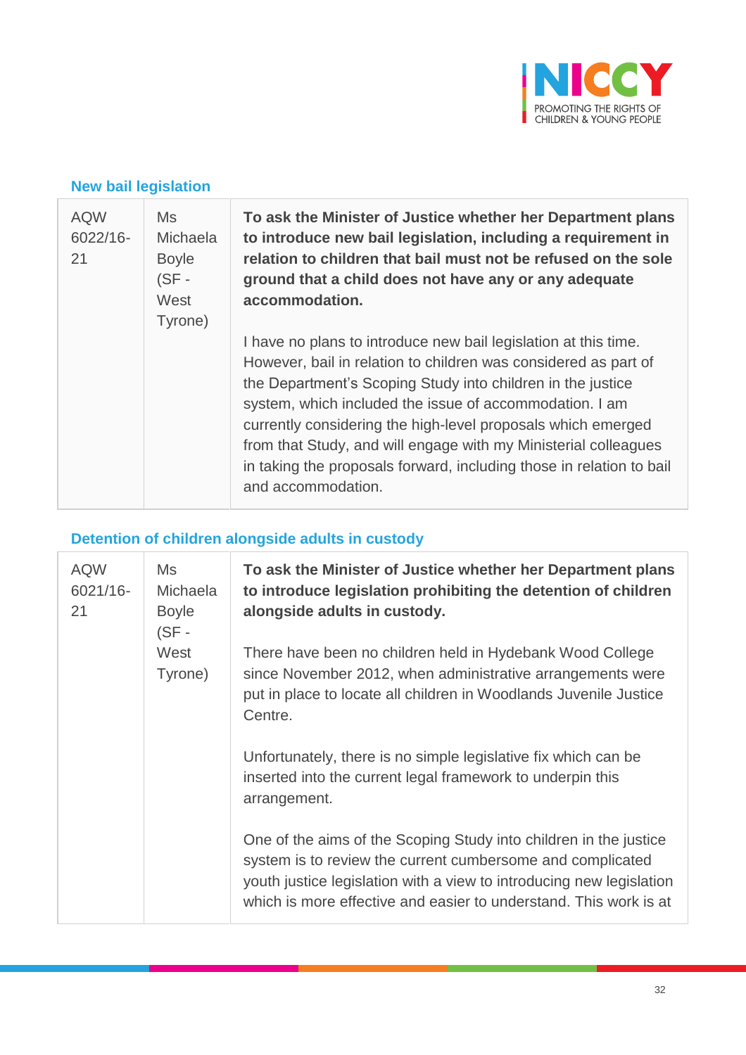### New bail legislation

| | | |
|---|---|---|
| AQW 6022/16-21 | Ms Michaela Boyle (SF - West Tyrone) | **To ask the Minister of Justice whether her Department plans to introduce new bail legislation, including a requirement in relation to children that bail must not be refused on the sole ground that a child does not have any or any adequate accommodation.**<br><br>I have no plans to introduce new bail legislation at this time. However, bail in relation to children was considered as part of the Department's Scoping Study into children in the justice system, which included the issue of accommodation. I am currently considering the high-level proposals which emerged from that Study, and will engage with my Ministerial colleagues in taking the proposals forward, including those in relation to bail and accommodation. |

### Detention of children alongside adults in custody

| | | |
|---|---|---|
| AQW 6021/16-21 | Ms Michaela Boyle (SF - West Tyrone) | **To ask the Minister of Justice whether her Department plans to introduce legislation prohibiting the detention of children alongside adults in custody.**<br><br>There have been no children held in Hydebank Wood College since November 2012, when administrative arrangements were put in place to locate all children in Woodlands Juvenile Justice Centre.<br><br>Unfortunately, there is no simple legislative fix which can be inserted into the current legal framework to underpin this arrangement.<br><br>One of the aims of the Scoping Study into children in the justice system is to review the current cumbersome and complicated youth justice legislation with a view to introducing new legislation which is more effective and easier to understand. This work is at |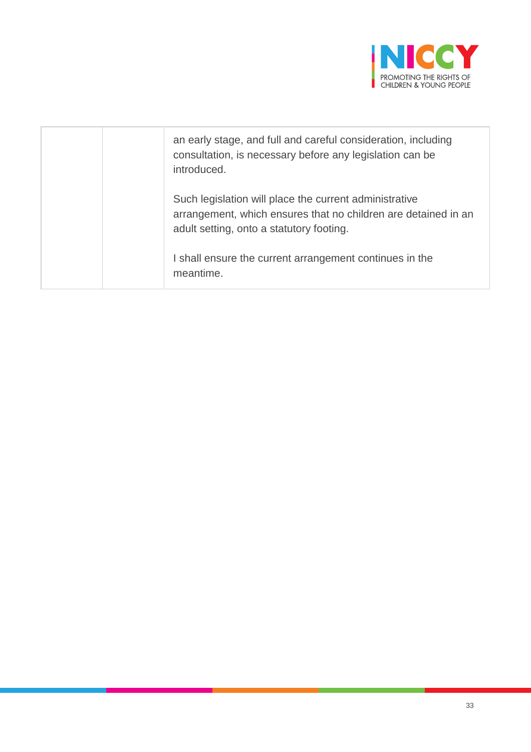| | | |
|---|---|---|
| | | an early stage, and full and careful consideration, including consultation, is necessary before any legislation can be introduced.<br><br>Such legislation will place the current administrative arrangement, which ensures that no children are detained in an adult setting, onto a statutory footing.<br><br>I shall ensure the current arrangement continues in the meantime. |